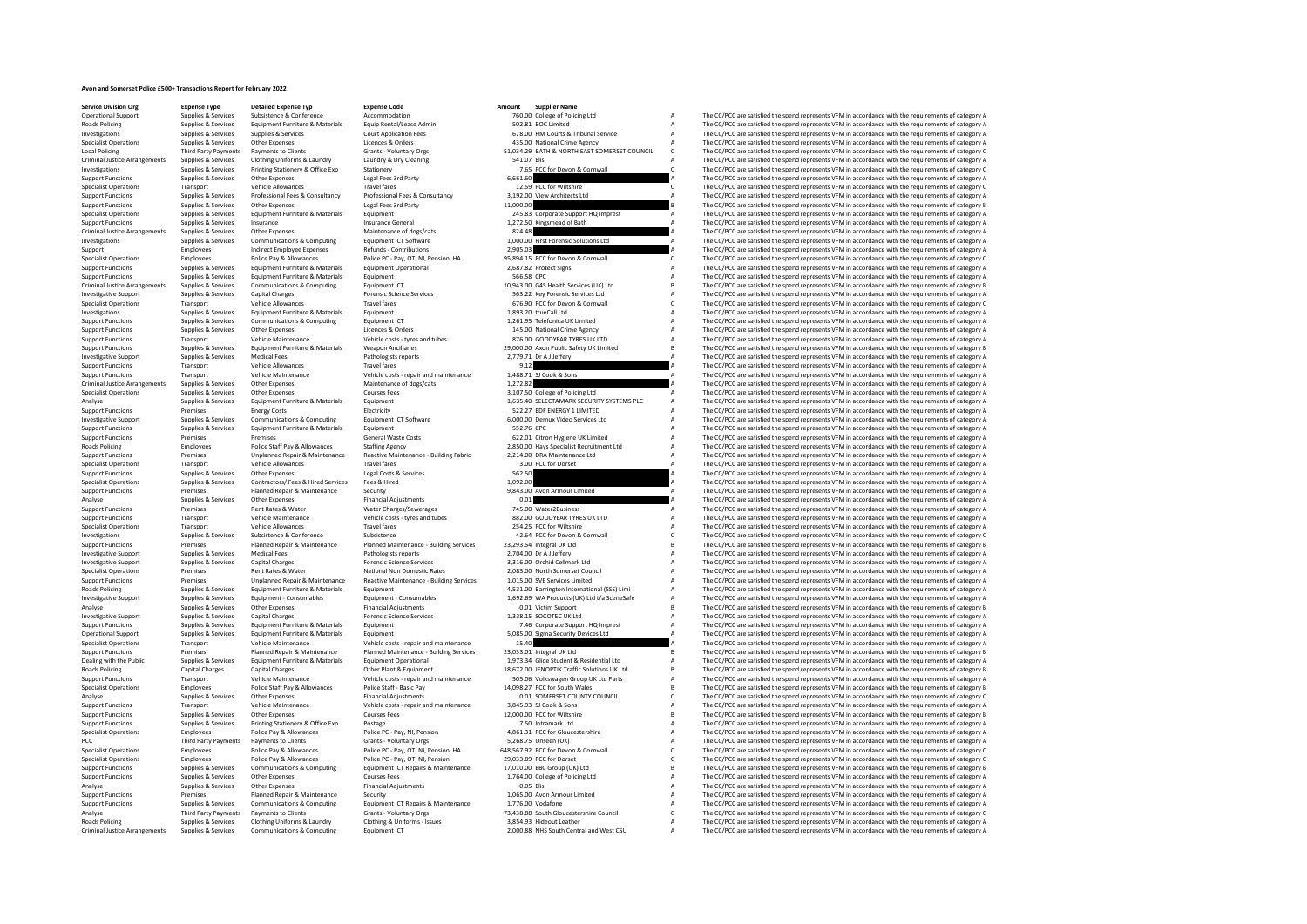# Avon and Somerset Police £500+ Transactions Report for February 2022

| Service Division Org | Expense Type | Detailed Expense Typ | Expense Code | Amount | Supplier Name | | |
|---|---|---|---|---|---|---|---|
| Operational Support | Supplies & Services | Subsistence & Conference | Accommodation | 760.00 | College of Policing Ltd | A | The CC/PCC are satisfied the spend represents VFM in accordance with the requirements of category A |
| Roads Policing | Supplies & Services | Equipment Furniture & Materials | Equip Rental/Lease Admin | 502.81 | BOC Limited | A | The CC/PCC are satisfied the spend represents VFM in accordance with the requirements of category A |
| Investigations | Supplies & Services | Supplies & Services | Court Application Fees | 678.00 | HM Courts & Tribunal Service | A | The CC/PCC are satisfied the spend represents VFM in accordance with the requirements of category A |
| Specialist Operations | Supplies & Services | Other Expenses | Licences & Orders | 435.00 | National Crime Agency | A | The CC/PCC are satisfied the spend represents VFM in accordance with the requirements of category A |
| Local Policing | Third Party Payments | Payments to Clients | Grants - Voluntary Orgs | 51,034.29 | BATH & NORTH EAST SOMERSET COUNCIL | C | The CC/PCC are satisfied the spend represents VFM in accordance with the requirements of category C |
| Criminal Justice Arrangements | Supplies & Services | Clothing Uniforms & Laundry | Laundry & Dry Cleaning | 541.07 | Elis | A | The CC/PCC are satisfied the spend represents VFM in accordance with the requirements of category A |
| Investigations | Supplies & Services | Printing Stationery & Office Exp | Stationery | 7.65 | PCC for Devon & Cornwall | C | The CC/PCC are satisfied the spend represents VFM in accordance with the requirements of category C |
| Support Functions | Supplies & Services | Other Expenses | Legal Fees 3rd Party | 6,661.60 | | A | The CC/PCC are satisfied the spend represents VFM in accordance with the requirements of category A |
| Specialist Operations | Transport | Vehicle Allowances | Travel fares | 12.59 | PCC for Wiltshire | C | The CC/PCC are satisfied the spend represents VFM in accordance with the requirements of category C |
| Support Functions | Supplies & Services | Professional Fees & Consultancy | Professional Fees & Consultancy | 3,192.00 | View Architects Ltd | A | The CC/PCC are satisfied the spend represents VFM in accordance with the requirements of category A |
| Support Functions | Supplies & Services | Other Expenses | Legal Fees 3rd Party | 11,000.00 | | B | The CC/PCC are satisfied the spend represents VFM in accordance with the requirements of category B |
| Specialist Operations | Supplies & Services | Equipment Furniture & Materials | Equipment | 245.83 | Corporate Support HQ Imprest | A | The CC/PCC are satisfied the spend represents VFM in accordance with the requirements of category A |
| Support Functions | Supplies & Services | Insurance | Insurance General | 1,272.50 | Kingsmead of Bath | A | The CC/PCC are satisfied the spend represents VFM in accordance with the requirements of category A |
| Criminal Justice Arrangements | Supplies & Services | Other Expenses | Maintenance of dogs/cats | 824.48 | | A | The CC/PCC are satisfied the spend represents VFM in accordance with the requirements of category A |
| Investigations | Supplies & Services | Communications & Computing | Equipment ICT Software | 1,000.00 | First Forensic Solutions Ltd | A | The CC/PCC are satisfied the spend represents VFM in accordance with the requirements of category A |
| Support | Employees | Indirect Employee Expenses | Refunds - Contributions | 2,905.03 | | A | The CC/PCC are satisfied the spend represents VFM in accordance with the requirements of category A |
| Specialist Operations | Employees | Police Pay & Allowances | Police PC - Pay, OT, NI, Pension, HA | 95,894.15 | PCC for Devon & Cornwall | C | The CC/PCC are satisfied the spend represents VFM in accordance with the requirements of category C |
| Support Functions | Supplies & Services | Equipment Furniture & Materials | Equipment Operational | 2,687.82 | Protect Signs | A | The CC/PCC are satisfied the spend represents VFM in accordance with the requirements of category A |
| Support Functions | Supplies & Services | Equipment Furniture & Materials | Equipment | 566.58 | CPC | A | The CC/PCC are satisfied the spend represents VFM in accordance with the requirements of category A |
| Criminal Justice Arrangements | Supplies & Services | Communications & Computing | Equipment ICT | 10,943.00 | G4S Health Services (UK) Ltd | B | The CC/PCC are satisfied the spend represents VFM in accordance with the requirements of category B |
| Investigative Support | Supplies & Services | Capital Charges | Forensic Science Services | 563.22 | Key Forensic Services Ltd | A | The CC/PCC are satisfied the spend represents VFM in accordance with the requirements of category A |
| Specialist Operations | Transport | Vehicle Allowances | Travel fares | 676.90 | PCC for Devon & Cornwall | C | The CC/PCC are satisfied the spend represents VFM in accordance with the requirements of category C |
| Investigations | Supplies & Services | Equipment Furniture & Materials | Equipment | 1,893.20 | trueCall Ltd | A | The CC/PCC are satisfied the spend represents VFM in accordance with the requirements of category A |
| Support Functions | Supplies & Services | Communications & Computing | Equipment ICT | 1,261.95 | Telefonica UK Limited | A | The CC/PCC are satisfied the spend represents VFM in accordance with the requirements of category A |
| Support Functions | Supplies & Services | Other Expenses | Licences & Orders | 145.00 | National Crime Agency | A | The CC/PCC are satisfied the spend represents VFM in accordance with the requirements of category A |
| Support Functions | Transport | Vehicle Maintenance | Vehicle costs - tyres and tubes | 876.00 | GOODYEAR TYRES UK LTD | A | The CC/PCC are satisfied the spend represents VFM in accordance with the requirements of category A |
| Support Functions | Supplies & Services | Equipment Furniture & Materials | Weapon Ancillaries | 29,000.00 | Axon Public Safety UK Limited | B | The CC/PCC are satisfied the spend represents VFM in accordance with the requirements of category B |
| Investigative Support | Supplies & Services | Medical Fees | Pathologists reports | 2,779.71 | Dr A J Jeffery | A | The CC/PCC are satisfied the spend represents VFM in accordance with the requirements of category A |
| Support Functions | Transport | Vehicle Allowances | Travel fares | 9.12 | | A | The CC/PCC are satisfied the spend represents VFM in accordance with the requirements of category A |
| Support Functions | Transport | Vehicle Maintenance | Vehicle costs - repair and maintenance | 1,488.71 | SJ Cook & Sons | A | The CC/PCC are satisfied the spend represents VFM in accordance with the requirements of category A |
| Criminal Justice Arrangements | Supplies & Services | Other Expenses | Maintenance of dogs/cats | 1,272.82 | | A | The CC/PCC are satisfied the spend represents VFM in accordance with the requirements of category A |
| Specialist Operations | Supplies & Services | Other Expenses | Courses Fees | 3,107.50 | College of Policing Ltd | A | The CC/PCC are satisfied the spend represents VFM in accordance with the requirements of category A |
| Analyse | Supplies & Services | Equipment Furniture & Materials | Equipment | 1,635.40 | SELECTAMARK SECURITY SYSTEMS PLC | A | The CC/PCC are satisfied the spend represents VFM in accordance with the requirements of category A |
| Support Functions | Premises | Energy Costs | Electricity | 522.27 | EDF ENERGY 1 LIMITED | A | The CC/PCC are satisfied the spend represents VFM in accordance with the requirements of category A |
| Investigative Support | Supplies & Services | Communications & Computing | Equipment ICT Software | 6,000.00 | Demux Video Services Ltd | A | The CC/PCC are satisfied the spend represents VFM in accordance with the requirements of category A |
| Support Functions | Supplies & Services | Equipment Furniture & Materials | Equipment | 552.76 | CPC | A | The CC/PCC are satisfied the spend represents VFM in accordance with the requirements of category A |
| Support Functions | Premises | Premises | General Waste Costs | 622.01 | Citron Hygiene UK Limited | A | The CC/PCC are satisfied the spend represents VFM in accordance with the requirements of category A |
| Roads Policing | Employees | Police Staff Pay & Allowances | Staffing Agency | 2,850.00 | Hays Specialist Recruitment Ltd | A | The CC/PCC are satisfied the spend represents VFM in accordance with the requirements of category A |
| Support Functions | Premises | Unplanned Repair & Maintenance | Reactive Maintenance - Building Fabric | 2,214.00 | DRA Maintenance Ltd | A | The CC/PCC are satisfied the spend represents VFM in accordance with the requirements of category A |
| Specialist Operations | Transport | Vehicle Allowances | Travel fares | 3.00 | PCC for Dorset | A | The CC/PCC are satisfied the spend represents VFM in accordance with the requirements of category A |
| Support Functions | Supplies & Services | Other Expenses | Legal Costs & Services | 562.50 | | A | The CC/PCC are satisfied the spend represents VFM in accordance with the requirements of category A |
| Specialist Operations | Supplies & Services | Contractors/ Fees & Hired Services | Fees & Hired | 1,092.00 | | A | The CC/PCC are satisfied the spend represents VFM in accordance with the requirements of category A |
| Support Functions | Premises | Planned Repair & Maintenance | Security | 9,843.00 | Avon Armour Limited | A | The CC/PCC are satisfied the spend represents VFM in accordance with the requirements of category A |
| Analyse | Supplies & Services | Other Expenses | Financial Adjustments | 0.01 | | A | The CC/PCC are satisfied the spend represents VFM in accordance with the requirements of category A |
| Support Functions | Premises | Rent Rates & Water | Water Charges/Sewerages | 745.00 | Water2Business | A | The CC/PCC are satisfied the spend represents VFM in accordance with the requirements of category A |
| Support Functions | Transport | Vehicle Maintenance | Vehicle costs - tyres and tubes | 882.00 | GOODYEAR TYRES UK LTD | A | The CC/PCC are satisfied the spend represents VFM in accordance with the requirements of category A |
| Specialist Operations | Transport | Vehicle Allowances | Travel fares | 254.25 | PCC for Wiltshire | A | The CC/PCC are satisfied the spend represents VFM in accordance with the requirements of category A |
| Investigations | Supplies & Services | Subsistence & Conference | Subsistence | 42.64 | PCC for Devon & Cornwall | C | The CC/PCC are satisfied the spend represents VFM in accordance with the requirements of category C |
| Support Functions | Premises | Planned Repair & Maintenance | Planned Maintenance - Building Services | 23,293.54 | Integral UK Ltd | B | The CC/PCC are satisfied the spend represents VFM in accordance with the requirements of category B |
| Investigative Support | Supplies & Services | Medical Fees | Pathologists reports | 2,704.00 | Dr A J Jeffery | A | The CC/PCC are satisfied the spend represents VFM in accordance with the requirements of category A |
| Investigative Support | Supplies & Services | Capital Charges | Forensic Science Services | 3,316.00 | Orchid Cellmark Ltd | A | The CC/PCC are satisfied the spend represents VFM in accordance with the requirements of category A |
| Specialist Operations | Premises | Rent Rates & Water | National Non Domestic Rates | 2,083.00 | North Somerset Council | A | The CC/PCC are satisfied the spend represents VFM in accordance with the requirements of category A |
| Support Functions | Premises | Unplanned Repair & Maintenance | Reactive Maintenance - Building Services | 1,015.00 | SVE Services Limited | A | The CC/PCC are satisfied the spend represents VFM in accordance with the requirements of category A |
| Roads Policing | Supplies & Services | Equipment Furniture & Materials | Equipment | 4,531.00 | Barrington International (SSS) Limi | A | The CC/PCC are satisfied the spend represents VFM in accordance with the requirements of category A |
| Investigative Support | Supplies & Services | Equipment - Consumables | Equipment - Consumables | 1,692.69 | WA Products (UK) Ltd t/a SceneSafe | A | The CC/PCC are satisfied the spend represents VFM in accordance with the requirements of category A |
| Analyse | Supplies & Services | Other Expenses | Financial Adjustments | -0.01 | Victim Support | B | The CC/PCC are satisfied the spend represents VFM in accordance with the requirements of category B |
| Investigative Support | Supplies & Services | Capital Charges | Forensic Science Services | 1,338.15 | SOCOTEC UK Ltd | A | The CC/PCC are satisfied the spend represents VFM in accordance with the requirements of category A |
| Support Functions | Supplies & Services | Equipment Furniture & Materials | Equipment | 7.46 | Corporate Support HQ Imprest | A | The CC/PCC are satisfied the spend represents VFM in accordance with the requirements of category A |
| Operational Support | Supplies & Services | Equipment Furniture & Materials | Equipment | 5,085.00 | Sigma Security Devices Ltd | A | The CC/PCC are satisfied the spend represents VFM in accordance with the requirements of category A |
| Specialist Operations | Transport | Vehicle Maintenance | Vehicle costs - repair and maintenance | 15.40 | | A | The CC/PCC are satisfied the spend represents VFM in accordance with the requirements of category A |
| Support Functions | Premises | Planned Repair & Maintenance | Planned Maintenance - Building Services | 23,033.01 | Integral UK Ltd | B | The CC/PCC are satisfied the spend represents VFM in accordance with the requirements of category B |
| Dealing with the Public | Supplies & Services | Equipment Furniture & Materials | Equipment Operational | 1,973.34 | Glide Student & Residential Ltd | A | The CC/PCC are satisfied the spend represents VFM in accordance with the requirements of category A |
| Roads Policing | Capital Charges | Capital Charges | Other Plant & Equipment | 18,672.00 | JENOPTIK Traffic Solutions UK Ltd | B | The CC/PCC are satisfied the spend represents VFM in accordance with the requirements of category B |
| Support Functions | Transport | Vehicle Maintenance | Vehicle costs - repair and maintenance | 505.06 | Volkswagen Group UK Ltd Parts | A | The CC/PCC are satisfied the spend represents VFM in accordance with the requirements of category A |
| Specialist Operations | Employees | Police Staff Pay & Allowances | Police Staff - Basic Pay | 14,098.27 | PCC for South Wales | B | The CC/PCC are satisfied the spend represents VFM in accordance with the requirements of category B |
| Analyse | Supplies & Services | Other Expenses | Financial Adjustments | 0.01 | SOMERSET COUNTY COUNCIL | C | The CC/PCC are satisfied the spend represents VFM in accordance with the requirements of category C |
| Support Functions | Transport | Vehicle Maintenance | Vehicle costs - repair and maintenance | 3,845.93 | SJ Cook & Sons | A | The CC/PCC are satisfied the spend represents VFM in accordance with the requirements of category A |
| Support Functions | Supplies & Services | Other Expenses | Courses Fees | 12,000.00 | PCC for Wiltshire | B | The CC/PCC are satisfied the spend represents VFM in accordance with the requirements of category B |
| Support Functions | Supplies & Services | Printing Stationery & Office Exp | Postage | 7.50 | Intramark Ltd | A | The CC/PCC are satisfied the spend represents VFM in accordance with the requirements of category A |
| Specialist Operations | Employees | Police Pay & Allowances | Police PC - Pay, NI, Pension | 4,861.31 | PCC for Gloucestershire | A | The CC/PCC are satisfied the spend represents VFM in accordance with the requirements of category A |
| PCC | Third Party Payments | Payments to Clients | Grants - Voluntary Orgs | 5,268.75 | Unseen (UK) | A | The CC/PCC are satisfied the spend represents VFM in accordance with the requirements of category A |
| Specialist Operations | Employees | Police Pay & Allowances | Police PC - Pay, OT, NI, Pension, HA | 648,567.92 | PCC for Devon & Cornwall | C | The CC/PCC are satisfied the spend represents VFM in accordance with the requirements of category C |
| Specialist Operations | Employees | Police Pay & Allowances | Police PC - Pay, OT, NI, Pension | 29,033.89 | PCC for Dorset | C | The CC/PCC are satisfied the spend represents VFM in accordance with the requirements of category C |
| Support Functions | Supplies & Services | Communications & Computing | Equipment ICT Repairs & Maintenance | 17,010.00 | EBC Group (UK) Ltd | B | The CC/PCC are satisfied the spend represents VFM in accordance with the requirements of category B |
| Support Functions | Supplies & Services | Other Expenses | Courses Fees | 1,764.00 | College of Policing Ltd | A | The CC/PCC are satisfied the spend represents VFM in accordance with the requirements of category A |
| Analyse | Supplies & Services | Other Expenses | Financial Adjustments | -0.05 | Elis | A | The CC/PCC are satisfied the spend represents VFM in accordance with the requirements of category A |
| Support Functions | Premises | Planned Repair & Maintenance | Security | 1,065.00 | Avon Armour Limited | A | The CC/PCC are satisfied the spend represents VFM in accordance with the requirements of category A |
| Support Functions | Supplies & Services | Communications & Computing | Equipment ICT Repairs & Maintenance | 1,776.00 | Vodafone | A | The CC/PCC are satisfied the spend represents VFM in accordance with the requirements of category A |
| Analyse | Third Party Payments | Payments to Clients | Grants - Voluntary Orgs | 73,438.88 | South Gloucestershire Council | C | The CC/PCC are satisfied the spend represents VFM in accordance with the requirements of category C |
| Roads Policing | Supplies & Services | Clothing Uniforms & Laundry | Clothing & Uniforms - Issues | 3,854.93 | Hideout Leather | A | The CC/PCC are satisfied the spend represents VFM in accordance with the requirements of category A |
| Criminal Justice Arrangements | Supplies & Services | Communications & Computing | Equipment ICT | 2,000.88 | NHS South Central and West CSU | A | The CC/PCC are satisfied the spend represents VFM in accordance with the requirements of category A |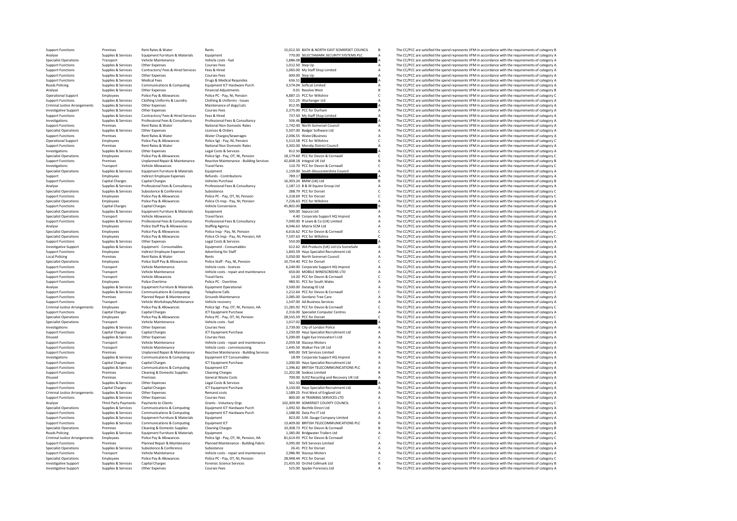| | | | | | | | |
|---|---|---|---|---|---|---|---|
| Support Functions | Premises | Rent Rates & Water | Rents | 15,012.50 | BATH & NORTH EAST SOMERSET COUNCIL | B | The CC/PCC are satisfied the spend represents VFM in accordance with the requirements of category B |
| Analyse | Supplies & Services | Equipment Furniture & Materials | Equipment | 770.00 | SELECTAMARK SECURITY SYSTEMS PLC | A | The CC/PCC are satisfied the spend represents VFM in accordance with the requirements of category A |
| Specialist Operations | Transport | Vehicle Maintenance | Vehicle costs - fuel | 1,886.08 | | A | The CC/PCC are satisfied the spend represents VFM in accordance with the requirements of category A |
| Support Functions | Supplies & Services | Other Expenses | Courses Fees | 1,012.50 | Step Up | A | The CC/PCC are satisfied the spend represents VFM in accordance with the requirements of category A |
| Support Functions | Supplies & Services | Contractors/ Fees & Hired Services | Fees & Hired | 1,065.00 | My Staff Shop Limited | A | The CC/PCC are satisfied the spend represents VFM in accordance with the requirements of category A |
| Support Functions | Supplies & Services | Other Expenses | Courses Fees | 600.00 | Step Up | A | The CC/PCC are satisfied the spend represents VFM in accordance with the requirements of category A |
| Support Functions | Supplies & Services | Medical Fees | Drugs & Medical Requisites | 636.51 | | A | The CC/PCC are satisfied the spend represents VFM in accordance with the requirements of category A |
| Roads Policing | Supplies & Services | Communications & Computing | Equipment ICT Hardware Purch | 3,574.04 | Softcat Limited | A | The CC/PCC are satisfied the spend represents VFM in accordance with the requirements of category A |
| Analyse | Supplies & Services | Other Expenses | Financial Adjustments | 0.01 | Resolve West | B | The CC/PCC are satisfied the spend represents VFM in accordance with the requirements of category B |
| Operational Support | Employees | Police Pay & Allowances | Police PC - Pay, NI, Pension | 4,887.15 | PCC for Wiltshire | C | The CC/PCC are satisfied the spend represents VFM in accordance with the requirements of category C |
| Support Functions | Supplies & Services | Clothing Uniforms & Laundry | Clothing & Uniforms - Issues | 511.25 | Wychanger Ltd | A | The CC/PCC are satisfied the spend represents VFM in accordance with the requirements of category A |
| Criminal Justice Arrangements | Supplies & Services | Other Expenses | Maintenance of dogs/cats | 812.95 | | A | The CC/PCC are satisfied the spend represents VFM in accordance with the requirements of category A |
| Investigative Support | Supplies & Services | Other Expenses | Courses Fees | 2,375.00 | PCC for Durham | A | The CC/PCC are satisfied the spend represents VFM in accordance with the requirements of category A |
| Support Functions | Supplies & Services | Contractors/ Fees & Hired Services | Fees & Hired | 737.50 | My Staff Shop Limited | A | The CC/PCC are satisfied the spend represents VFM in accordance with the requirements of category A |
| Investigations | Supplies & Services | Professional Fees & Consultancy | Professional Fees & Consultancy | 506.46 | | A | The CC/PCC are satisfied the spend represents VFM in accordance with the requirements of category A |
| Support Functions | Premises | Rent Rates & Water | National Non Domestic Rates | 1,742.00 | North Somerset Council | A | The CC/PCC are satisfied the spend represents VFM in accordance with the requirements of category A |
| Specialist Operations | Supplies & Services | Other Expenses | Licences & Orders | 5,507.00 | Badger Software Ltd | A | The CC/PCC are satisfied the spend represents VFM in accordance with the requirements of category A |
| Support Functions | Premises | Rent Rates & Water | Water Charges/Sewerages | 2,006.55 | Water2Business | A | The CC/PCC are satisfied the spend represents VFM in accordance with the requirements of category A |
| Operational Support | Employees | Police Pay & Allowances | Police Sgt - Pay, NI, Pension | 5,513.58 | PCC for Wiltshire | C | The CC/PCC are satisfied the spend represents VFM in accordance with the requirements of category C |
| Support Functions | Premises | Rent Rates & Water | National Non Domestic Rates | 3,302.00 | Mendip District Council | A | The CC/PCC are satisfied the spend represents VFM in accordance with the requirements of category A |
| Investigations | Supplies & Services | Other Expenses | Legal Costs & Services | 812.50 | | A | The CC/PCC are satisfied the spend represents VFM in accordance with the requirements of category A |
| Specialist Operations | Employees | Police Pay & Allowances | Police Sgt - Pay, OT, NI, Pension | 18,179.60 | PCC for Devon & Cornwall | C | The CC/PCC are satisfied the spend represents VFM in accordance with the requirements of category C |
| Support Functions | Premises | Unplanned Repair & Maintenance | Reactive Maintenance - Building Services | 42,608.18 | Integral UK Ltd | B | The CC/PCC are satisfied the spend represents VFM in accordance with the requirements of category B |
| Investigations | Transport | Vehicle Allowances | Travel fares | 110.70 | PCC for Devon & Cornwall | C | The CC/PCC are satisfied the spend represents VFM in accordance with the requirements of category C |
| Specialist Operations | Supplies & Services | Equipment Furniture & Materials | Equipment | 1,159.00 | South Gloucestershire Council | A | The CC/PCC are satisfied the spend represents VFM in accordance with the requirements of category A |
| Support | Employees | Indirect Employee Expenses | Refunds - Contributions | 789.17 | | A | The CC/PCC are satisfied the spend represents VFM in accordance with the requirements of category A |
| Support Functions | Capital Charges | Capital Charges | Vehicles Purchase | 16,303.24 | BMW (UK) Ltd | B | The CC/PCC are satisfied the spend represents VFM in accordance with the requirements of category B |
| Analyse | Supplies & Services | Professional Fees & Consultancy | Professional Fees & Consultancy | 1,187.13 | B & W Equine Group Ltd | A | The CC/PCC are satisfied the spend represents VFM in accordance with the requirements of category A |
| Specialist Operations | Supplies & Services | Subsistence & Conference | Subsistence | 288.79 | PCC for Dorset | C | The CC/PCC are satisfied the spend represents VFM in accordance with the requirements of category C |
| Support Functions | Employees | Police Pay & Allowances | Police PC - Pay, OT, NI, Pension | 5,318.69 | PCC for Dorset | C | The CC/PCC are satisfied the spend represents VFM in accordance with the requirements of category C |
| Specialist Operations | Employees | Police Pay & Allowances | Police Ch Insp - Pay, NI, Pension | 7,226.63 | PCC for Wiltshire | A | The CC/PCC are satisfied the spend represents VFM in accordance with the requirements of category A |
| Support Functions | Capital Charges | Capital Charges | Vehicle Conversions | 45,802.00 | | B | The CC/PCC are satisfied the spend represents VFM in accordance with the requirements of category B |
| Specialist Operations | Supplies & Services | Equipment Furniture & Materials | Equipment | 500.00 | Sepura Ltd | A | The CC/PCC are satisfied the spend represents VFM in accordance with the requirements of category A |
| Specialist Operations | Transport | Vehicle Allowances | Travel fares | 4.40 | Corporate Support HQ Imprest | A | The CC/PCC are satisfied the spend represents VFM in accordance with the requirements of category A |
| Support Functions | Supplies & Services | Professional Fees & Consultancy | Professional Fees & Consultancy | 7,000.00 | R Lewis & Co (UK) Limited | A | The CC/PCC are satisfied the spend represents VFM in accordance with the requirements of category A |
| Analyse | Employees | Police Staff Pay & Allowances | Staffing Agency | 4,046.63 | Matrix SCM Ltd | A | The CC/PCC are satisfied the spend represents VFM in accordance with the requirements of category A |
| Specialist Operations | Employees | Police Pay & Allowances | Police Insp - Pay, NI, Pension | 6,616.62 | PCC for Devon & Cornwall | C | The CC/PCC are satisfied the spend represents VFM in accordance with the requirements of category C |
| Specialist Operations | Employees | Police Pay & Allowances | Police Ch Insp - Pay, NI, Pension, HA | 7,597.63 | PCC for Wiltshire | C | The CC/PCC are satisfied the spend represents VFM in accordance with the requirements of category C |
| Support Functions | Supplies & Services | Other Expenses | Legal Costs & Services | 550.00 | | A | The CC/PCC are satisfied the spend represents VFM in accordance with the requirements of category A |
| Investigative Support | Supplies & Services | Equipment - Consumables | Equipment - Consumables | 612.62 | WA Products (UK) Ltd t/a SceneSafe | A | The CC/PCC are satisfied the spend represents VFM in accordance with the requirements of category A |
| Support Functions | Employees | Indirect Employee Expenses | Advertising for Staff | 1,843.59 | Hays Specialist Recruitment Ltd | A | The CC/PCC are satisfied the spend represents VFM in accordance with the requirements of category A |
| Local Policing | Premises | Rent Rates & Water | Rents | 5,050.00 | North Somerset Council | A | The CC/PCC are satisfied the spend represents VFM in accordance with the requirements of category A |
| Specialist Operations | Employees | Police Staff Pay & Allowances | Police Staff - Pay, NI, Pension | 10,754.40 | PCC for Dorset | C | The CC/PCC are satisfied the spend represents VFM in accordance with the requirements of category C |
| Support Functions | Transport | Vehicle Maintenance | Vehicle costs - licences | 6,240.00 | Corporate Support HQ Imprest | A | The CC/PCC are satisfied the spend represents VFM in accordance with the requirements of category A |
| Support Functions | Transport | Vehicle Maintenance | Vehicle costs - repair and maintenance | 650.00 | MOBILE WINDSCREENS LTD | A | The CC/PCC are satisfied the spend represents VFM in accordance with the requirements of category A |
| Support Functions | Transport | Vehicle Allowances | Travel fares | 14.20 | PCC for Devon & Cornwall | C | The CC/PCC are satisfied the spend represents VFM in accordance with the requirements of category C |
| Support Functions | Employees | Police Overtime | Police PC - Overtime | 980.91 | PCC for South Wales | A | The CC/PCC are satisfied the spend represents VFM in accordance with the requirements of category A |
| Analyse | Supplies & Services | Equipment Furniture & Materials | Equipment Operational | 3,500.00 | Datatag ID Ltd | A | The CC/PCC are satisfied the spend represents VFM in accordance with the requirements of category A |
| Support Functions | Supplies & Services | Communications & Computing | Telephone Calls | 1,212.64 | PCC for Devon & Cornwall | C | The CC/PCC are satisfied the spend represents VFM in accordance with the requirements of category C |
| Support Functions | Premises | Planned Repair & Maintenance | Grounds Maintenance | 2,085.00 | Gordano Tree Care | A | The CC/PCC are satisfied the spend represents VFM in accordance with the requirements of category A |
| Support Functions | Transport | Vehicle Workshops/Maintenance | Vehicle recovery | 1,547.00 | AA Business Services | A | The CC/PCC are satisfied the spend represents VFM in accordance with the requirements of category A |
| Criminal Justice Arrangements | Employees | Police Pay & Allowances | Police Sgt - Pay, OT, NI, Pension, HA | 11,285.92 | PCC for Devon & Cornwall | C | The CC/PCC are satisfied the spend represents VFM in accordance with the requirements of category C |
| Support Functions | Capital Charges | Capital Charges | ICT Equipment Purchase | 2,316.00 | Specialist Computer Centres | A | The CC/PCC are satisfied the spend represents VFM in accordance with the requirements of category A |
| Specialist Operations | Employees | Police Pay & Allowances | Police PC - Pay, OT, NI, Pension | 28,535.59 | PCC for Dorset | C | The CC/PCC are satisfied the spend represents VFM in accordance with the requirements of category C |
| Specialist Operations | Transport | Vehicle Maintenance | Vehicle costs - fuel | 1,017.02 | | A | The CC/PCC are satisfied the spend represents VFM in accordance with the requirements of category A |
| Investigations | Supplies & Services | Other Expenses | Courses Fees | 2,739.00 | City of London Police | A | The CC/PCC are satisfied the spend represents VFM in accordance with the requirements of category A |
| Support Functions | Capital Charges | Capital Charges | ICT Equipment Purchase | 1,250.00 | Hays Specialist Recruitment Ltd | A | The CC/PCC are satisfied the spend represents VFM in accordance with the requirements of category A |
| Disused | Supplies & Services | Other Expenses | Courses Fees | 5,200.00 | Eagle Eye Innovation's Ltd | A | The CC/PCC are satisfied the spend represents VFM in accordance with the requirements of category A |
| Support Functions | Transport | Vehicle Maintenance | Vehicle costs - repair and maintenance | 2,059.58 | Staceys Motors | A | The CC/PCC are satisfied the spend represents VFM in accordance with the requirements of category A |
| Support Functions | Transport | Vehicle Maintenance | Vehicle costs - commissioning | 1,445.50 | Walker Fire UK Ltd | A | The CC/PCC are satisfied the spend represents VFM in accordance with the requirements of category A |
| Support Functions | Premises | Unplanned Repair & Maintenance | Reactive Maintenance - Building Services | 690.00 | SVE Services Limited | A | The CC/PCC are satisfied the spend represents VFM in accordance with the requirements of category A |
| Investigations | Supplies & Services | Communications & Computing | Equipment ICT Consumables | 18.99 | Corporate Support HQ Imprest | A | The CC/PCC are satisfied the spend represents VFM in accordance with the requirements of category A |
| Support Functions | Capital Charges | Capital Charges | ICT Equipment Purchase | 1,000.00 | Hays Specialist Recruitment Ltd | A | The CC/PCC are satisfied the spend represents VFM in accordance with the requirements of category A |
| Support Functions | Supplies & Services | Communications & Computing | Equipment ICT | 1,396.82 | BRITISH TELECOMMUNICATIONS PLC | A | The CC/PCC are satisfied the spend represents VFM in accordance with the requirements of category A |
| Support Functions | Premises | Cleaning & Domestic Supplies | Cleaning Charges | 11,202.08 | Sodexo Limited | B | The CC/PCC are satisfied the spend represents VFM in accordance with the requirements of category B |
| Disused | Premises | Premises | General Waste Costs | 700.00 | SUEZ Recycling and Recovery UK Ltd | A | The CC/PCC are satisfied the spend represents VFM in accordance with the requirements of category A |
| Support Functions | Supplies & Services | Other Expenses | Legal Costs & Services | 562.50 | | A | The CC/PCC are satisfied the spend represents VFM in accordance with the requirements of category A |
| Support Functions | Capital Charges | Capital Charges | ICT Equipment Purchase | 3,150.00 | Hays Specialist Recruitment Ltd | A | The CC/PCC are satisfied the spend represents VFM in accordance with the requirements of category A |
| Criminal Justice Arrangements | Supplies & Services | Other Expenses | Remand costs | 1,589.25 | First West of England Ltd | A | The CC/PCC are satisfied the spend represents VFM in accordance with the requirements of category A |
| Support Functions | Supplies & Services | Other Expenses | Courses Fees | 800.00 | AI TRAINING SERVICES LTD | A | The CC/PCC are satisfied the spend represents VFM in accordance with the requirements of category A |
| Analyse | Third Party Payments | Payments to Clients | Grants - Voluntary Orgs | 102,309.99 | SOMERSET COUNTY COUNCIL | C | The CC/PCC are satisfied the spend represents VFM in accordance with the requirements of category C |
| Specialist Operations | Supplies & Services | Communications & Computing | Equipment ICT Hardware Purch | 1,492.50 | Bechtle Direct Ltd | A | The CC/PCC are satisfied the spend represents VFM in accordance with the requirements of category A |
| Support Functions | Supplies & Services | Communications & Computing | Equipment ICT Hardware Purch | 1,588.00 | Data Pro IT Ltd | A | The CC/PCC are satisfied the spend represents VFM in accordance with the requirements of category A |
| Support Functions | Supplies & Services | Equipment Furniture & Materials | Equipment | 823.00 | S.M. Gauge Company Limited | A | The CC/PCC are satisfied the spend represents VFM in accordance with the requirements of category A |
| Support Functions | Supplies & Services | Communications & Computing | Equipment ICT | 13,409.00 | BRITISH TELECOMMUNICATIONS PLC | B | The CC/PCC are satisfied the spend represents VFM in accordance with the requirements of category B |
| Specialist Operations | Premises | Cleaning & Domestic Supplies | Cleaning Charges | 10,308.73 | PCC for Devon & Cornwall | B | The CC/PCC are satisfied the spend represents VFM in accordance with the requirements of category B |
| Roads Policing | Supplies & Services | Equipment Furniture & Materials | Equipment | 1,385.00 | Bridgwater Trailers Ltd | A | The CC/PCC are satisfied the spend represents VFM in accordance with the requirements of category A |
| Criminal Justice Arrangements | Employees | Police Pay & Allowances | Police Sgt - Pay, OT, NI, Pension, HA | 81,614.93 | PCC for Devon & Cornwall | C | The CC/PCC are satisfied the spend represents VFM in accordance with the requirements of category C |
| Support Functions | Premises | Planned Repair & Maintenance | Planned Maintenance - Building Fabric | 3,095.00 | SVE Services Limited | A | The CC/PCC are satisfied the spend represents VFM in accordance with the requirements of category A |
| Specialist Operations | Supplies & Services | Subsistence & Conference | Subsistence | 26.41 | PCC for Dorset | A | The CC/PCC are satisfied the spend represents VFM in accordance with the requirements of category A |
| Support Functions | Transport | Vehicle Maintenance | Vehicle costs - repair and maintenance | 2,986.90 | Staceys Motors | A | The CC/PCC are satisfied the spend represents VFM in accordance with the requirements of category A |
| Specialist Operations | Employees | Police Pay & Allowances | Police PC - Pay, OT, NI, Pension | 28,948.44 | PCC for Dorset | C | The CC/PCC are satisfied the spend represents VFM in accordance with the requirements of category C |
| Investigative Support | Supplies & Services | Capital Charges | Forensic Science Services | 21,435.50 | Orchid Cellmark Ltd | B | The CC/PCC are satisfied the spend represents VFM in accordance with the requirements of category B |
| Investigative Support | Supplies & Services | Other Expenses | Courses Fees | 525.00 | Spyder Forensics Ltd | A | The CC/PCC are satisfied the spend represents VFM in accordance with the requirements of category A |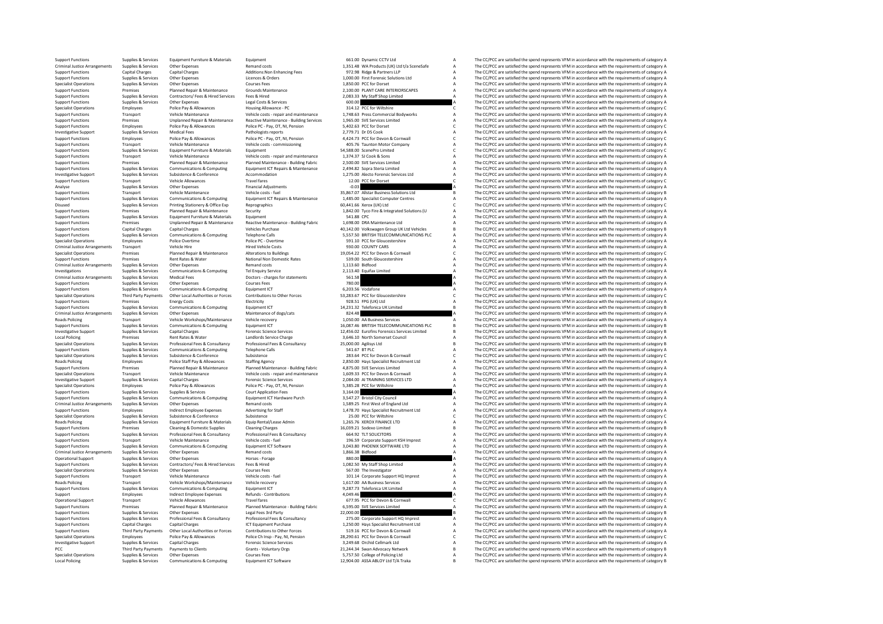| | | | | | | | |
|---|---|---|---|---|---|---|---|
| Support Functions | Supplies & Services | Equipment Furniture & Materials | Equipment | 661.00 | Dynamic CCTV Ltd | A | The CC/PCC are satisfied the spend represents VFM in accordance with the requirements of category A |
| Criminal Justice Arrangements | Supplies & Services | Other Expenses | Remand costs | 1,351.48 | WA Products (UK) Ltd t/a SceneSafe | A | The CC/PCC are satisfied the spend represents VFM in accordance with the requirements of category A |
| Support Functions | Capital Charges | Capital Charges | Additions:Non Enhancing Fees | 972.98 | Ridge & Partners LLP | A | The CC/PCC are satisfied the spend represents VFM in accordance with the requirements of category A |
| Support Functions | Supplies & Services | Other Expenses | Licences & Orders | 1,000.00 | First Forensic Solutions Ltd | A | The CC/PCC are satisfied the spend represents VFM in accordance with the requirements of category A |
| Specialist Operations | Supplies & Services | Other Expenses | Courses Fees | 1,850.00 | PCC for Dorset | A | The CC/PCC are satisfied the spend represents VFM in accordance with the requirements of category A |
| Support Functions | Premises | Planned Repair & Maintenance | Grounds Maintenance | 2,100.00 | PLANT CARE INTERIORSCAPES | A | The CC/PCC are satisfied the spend represents VFM in accordance with the requirements of category A |
| Support Functions | Supplies & Services | Contractors/ Fees & Hired Services | Fees & Hired | 2,083.33 | My Staff Shop Limited | A | The CC/PCC are satisfied the spend represents VFM in accordance with the requirements of category A |
| Support Functions | Supplies & Services | Other Expenses | Legal Costs & Services | 600.00 | | A | The CC/PCC are satisfied the spend represents VFM in accordance with the requirements of category A |
| Specialist Operations | Employees | Police Pay & Allowances | Housing Allowance - PC | 314.12 | PCC for Wiltshire | C | The CC/PCC are satisfied the spend represents VFM in accordance with the requirements of category C |
| Support Functions | Transport | Vehicle Maintenance | Vehicle costs - repair and maintenance | 1,748.63 | Press Commercial Bodyworks | A | The CC/PCC are satisfied the spend represents VFM in accordance with the requirements of category A |
| Support Functions | Premises | Unplanned Repair & Maintenance | Reactive Maintenance - Building Services | 1,965.00 | SVE Services Limited | A | The CC/PCC are satisfied the spend represents VFM in accordance with the requirements of category A |
| Support Functions | Employees | Police Pay & Allowances | Police PC - Pay, OT, NI, Pension | 5,402.63 | PCC for Dorset | C | The CC/PCC are satisfied the spend represents VFM in accordance with the requirements of category C |
| Investigative Support | Supplies & Services | Medical Fees | Pathologists reports | 2,779.71 | Dr DS Cook | A | The CC/PCC are satisfied the spend represents VFM in accordance with the requirements of category A |
| Support Functions | Employees | Police Pay & Allowances | Police PC - Pay, OT, NI, Pension | 4,424.73 | PCC for Devon & Cornwall | C | The CC/PCC are satisfied the spend represents VFM in accordance with the requirements of category C |
| Support Functions | Transport | Vehicle Maintenance | Vehicle costs - commissioning | 405.76 | Taunton Motor Company | A | The CC/PCC are satisfied the spend represents VFM in accordance with the requirements of category A |
| Support Functions | Supplies & Services | Equipment Furniture & Materials | Equipment | 54,588.00 | ScenePro Limited | C | The CC/PCC are satisfied the spend represents VFM in accordance with the requirements of category C |
| Support Functions | Transport | Vehicle Maintenance | Vehicle costs - repair and maintenance | 1,374.37 | SJ Cook & Sons | A | The CC/PCC are satisfied the spend represents VFM in accordance with the requirements of category A |
| Support Functions | Premises | Planned Repair & Maintenance | Planned Maintenance - Building Fabric | 2,500.00 | SVE Services Limited | A | The CC/PCC are satisfied the spend represents VFM in accordance with the requirements of category A |
| Support Functions | Supplies & Services | Communications & Computing | Equipment ICT Repairs & Maintenance | 2,494.82 | Sopra Steria Limited | A | The CC/PCC are satisfied the spend represents VFM in accordance with the requirements of category A |
| Investigative Support | Supplies & Services | Subsistence & Conference | Accommodation | 1,275.00 | Alecto Forensic Services Ltd | A | The CC/PCC are satisfied the spend represents VFM in accordance with the requirements of category A |
| Support Functions | Transport | Vehicle Allowances | Travel fares | 12.00 | PCC for Dorset | C | The CC/PCC are satisfied the spend represents VFM in accordance with the requirements of category C |
| Analyse | Supplies & Services | Other Expenses | Financial Adjustments | -0.03 | | A | The CC/PCC are satisfied the spend represents VFM in accordance with the requirements of category A |
| Support Functions | Transport | Vehicle Maintenance | Vehicle costs - fuel | 35,867.07 | Allstar Business Solutions Ltd | B | The CC/PCC are satisfied the spend represents VFM in accordance with the requirements of category B |
| Support Functions | Supplies & Services | Communications & Computing | Equipment ICT Repairs & Maintenance | 1,485.00 | Specialist Computer Centres | A | The CC/PCC are satisfied the spend represents VFM in accordance with the requirements of category A |
| Disused | Supplies & Services | Printing Stationery & Office Exp | Reprographics | 60,441.66 | Xerox (UK) Ltd | C | The CC/PCC are satisfied the spend represents VFM in accordance with the requirements of category C |
| Support Functions | Premises | Planned Repair & Maintenance | Security | 1,842.00 | Tyco Fire & Integrated Solutions (U | A | The CC/PCC are satisfied the spend represents VFM in accordance with the requirements of category A |
| Support Functions | Supplies & Services | Equipment Furniture & Materials | Equipment | 541.88 | CPC | A | The CC/PCC are satisfied the spend represents VFM in accordance with the requirements of category A |
| Support Functions | Premises | Unplanned Repair & Maintenance | Reactive Maintenance - Building Fabric | 1,698.00 | DRA Maintenance Ltd | A | The CC/PCC are satisfied the spend represents VFM in accordance with the requirements of category A |
| Support Functions | Capital Charges | Capital Charges | Vehicles Purchase | 40,142.00 | Volkswagen Group UK Ltd Vehicles | B | The CC/PCC are satisfied the spend represents VFM in accordance with the requirements of category B |
| Support Functions | Supplies & Services | Communications & Computing | Telephone Calls | 5,557.50 | BRITISH TELECOMMUNICATIONS PLC | A | The CC/PCC are satisfied the spend represents VFM in accordance with the requirements of category A |
| Specialist Operations | Employees | Police Overtime | Police PC - Overtime | 591.10 | PCC for Gloucestershire | A | The CC/PCC are satisfied the spend represents VFM in accordance with the requirements of category A |
| Criminal Justice Arrangements | Transport | Vehicle Hire | Hired Vehicle Costs | 930.00 | COUNTY CARS | A | The CC/PCC are satisfied the spend represents VFM in accordance with the requirements of category A |
| Specialist Operations | Premises | Planned Repair & Maintenance | Alterations to Buildings | 19,054.22 | PCC for Devon & Cornwall | C | The CC/PCC are satisfied the spend represents VFM in accordance with the requirements of category C |
| Support Functions | Premises | Rent Rates & Water | National Non Domestic Rates | 539.00 | South Gloucestershire | A | The CC/PCC are satisfied the spend represents VFM in accordance with the requirements of category A |
| Criminal Justice Arrangements | Supplies & Services | Other Expenses | Remand costs | 1,113.60 | Bidfood | A | The CC/PCC are satisfied the spend represents VFM in accordance with the requirements of category A |
| Investigations | Supplies & Services | Communications & Computing | Tel Enquiry Service | 2,113.40 | Equifax Limited | A | The CC/PCC are satisfied the spend represents VFM in accordance with the requirements of category A |
| Criminal Justice Arrangements | Supplies & Services | Medical Fees | Doctors - charges for statements | 561.58 | | A | The CC/PCC are satisfied the spend represents VFM in accordance with the requirements of category A |
| Support Functions | Supplies & Services | Other Expenses | Courses Fees | 780.00 | | A | The CC/PCC are satisfied the spend represents VFM in accordance with the requirements of category A |
| Support Functions | Supplies & Services | Communications & Computing | Equipment ICT | 6,203.56 | Vodafone | A | The CC/PCC are satisfied the spend represents VFM in accordance with the requirements of category A |
| Specialist Operations | Third Party Payments | Other Local Authorities or Forces | Contributions to Other Forces | 53,283.67 | PCC for Gloucestershire | C | The CC/PCC are satisfied the spend represents VFM in accordance with the requirements of category C |
| Support Functions | Premises | Energy Costs | Electricity | 928.51 | FPG (UK) Ltd | A | The CC/PCC are satisfied the spend represents VFM in accordance with the requirements of category A |
| Support Functions | Supplies & Services | Communications & Computing | Equipment ICT | 14,231.32 | Telefonica UK Limited | B | The CC/PCC are satisfied the spend represents VFM in accordance with the requirements of category B |
| Criminal Justice Arrangements | Supplies & Services | Other Expenses | Maintenance of dogs/cats | 824.48 | | A | The CC/PCC are satisfied the spend represents VFM in accordance with the requirements of category A |
| Roads Policing | Transport | Vehicle Workshops/Maintenance | Vehicle recovery | 1,050.00 | AA Business Services | A | The CC/PCC are satisfied the spend represents VFM in accordance with the requirements of category A |
| Support Functions | Supplies & Services | Communications & Computing | Equipment ICT | 16,087.46 | BRITISH TELECOMMUNICATIONS PLC | B | The CC/PCC are satisfied the spend represents VFM in accordance with the requirements of category B |
| Investigative Support | Supplies & Services | Capital Charges | Forensic Science Services | 12,456.02 | Eurofins Forensics Services Limited | B | The CC/PCC are satisfied the spend represents VFM in accordance with the requirements of category B |
| Local Policing | Premises | Rent Rates & Water | Landlords Service Charge | 3,646.10 | North Somerset Council | A | The CC/PCC are satisfied the spend represents VFM in accordance with the requirements of category A |
| Specialist Operations | Supplies & Services | Professional Fees & Consultancy | Professional Fees & Consultancy | 25,000.00 | Agilisys Ltd | B | The CC/PCC are satisfied the spend represents VFM in accordance with the requirements of category B |
| Support Functions | Supplies & Services | Communications & Computing | Telephone Calls | 541.67 | BT PLC | A | The CC/PCC are satisfied the spend represents VFM in accordance with the requirements of category A |
| Specialist Operations | Supplies & Services | Subsistence & Conference | Subsistence | 283.64 | PCC for Devon & Cornwall | C | The CC/PCC are satisfied the spend represents VFM in accordance with the requirements of category C |
| Roads Policing | Employees | Police Staff Pay & Allowances | Staffing Agency | 2,850.00 | Hays Specialist Recruitment Ltd | A | The CC/PCC are satisfied the spend represents VFM in accordance with the requirements of category A |
| Support Functions | Premises | Planned Repair & Maintenance | Planned Maintenance - Building Fabric | 4,875.00 | SVE Services Limited | A | The CC/PCC are satisfied the spend represents VFM in accordance with the requirements of category A |
| Specialist Operations | Transport | Vehicle Maintenance | Vehicle costs - repair and maintenance | 1,609.33 | PCC for Devon & Cornwall | A | The CC/PCC are satisfied the spend represents VFM in accordance with the requirements of category A |
| Investigative Support | Supplies & Services | Capital Charges | Forensic Science Services | 2,084.00 | AI TRAINING SERVICES LTD | A | The CC/PCC are satisfied the spend represents VFM in accordance with the requirements of category A |
| Specialist Operations | Employees | Police Pay & Allowances | Police PC - Pay, OT, NI, Pension | 5,385.28 | PCC for Wiltshire | A | The CC/PCC are satisfied the spend represents VFM in accordance with the requirements of category A |
| Support Functions | Supplies & Services | Supplies & Services | Court Application Fees | 3,164.00 | | A | The CC/PCC are satisfied the spend represents VFM in accordance with the requirements of category A |
| Support Functions | Supplies & Services | Communications & Computing | Equipment ICT Hardware Purch | 3,547.27 | Bristol City Council | A | The CC/PCC are satisfied the spend represents VFM in accordance with the requirements of category A |
| Criminal Justice Arrangements | Supplies & Services | Other Expenses | Remand costs | 1,589.25 | First West of England Ltd | A | The CC/PCC are satisfied the spend represents VFM in accordance with the requirements of category A |
| Support Functions | Employees | Indirect Employee Expenses | Advertising for Staff | 1,478.70 | Hays Specialist Recruitment Ltd | A | The CC/PCC are satisfied the spend represents VFM in accordance with the requirements of category A |
| Specialist Operations | Supplies & Services | Subsistence & Conference | Subsistence | 25.00 | PCC for Wiltshire | C | The CC/PCC are satisfied the spend represents VFM in accordance with the requirements of category C |
| Roads Policing | Supplies & Services | Equipment Furniture & Materials | Equip Rental/Lease Admin | 1,265.76 | XEROX FINANCE LTD | A | The CC/PCC are satisfied the spend represents VFM in accordance with the requirements of category A |
| Support Functions | Premises | Cleaning & Domestic Supplies | Cleaning Charges | 16,039.21 | Sodexo Limited | B | The CC/PCC are satisfied the spend represents VFM in accordance with the requirements of category B |
| Support Functions | Supplies & Services | Professional Fees & Consultancy | Professional Fees & Consultancy | 664.92 | TLT SOLICITORS | A | The CC/PCC are satisfied the spend represents VFM in accordance with the requirements of category A |
| Support Functions | Transport | Vehicle Maintenance | Vehicle costs - fuel | 196.59 | Corporate Support KSH Imprest | A | The CC/PCC are satisfied the spend represents VFM in accordance with the requirements of category A |
| Support Functions | Supplies & Services | Communications & Computing | Equipment ICT Software | 3,043.80 | PHOENIX SOFTWARE LTD | A | The CC/PCC are satisfied the spend represents VFM in accordance with the requirements of category A |
| Criminal Justice Arrangements | Supplies & Services | Other Expenses | Remand costs | 1,866.38 | Bidfood | A | The CC/PCC are satisfied the spend represents VFM in accordance with the requirements of category A |
| Operational Support | Supplies & Services | Other Expenses | Horses - Forage | 880.00 | | A | The CC/PCC are satisfied the spend represents VFM in accordance with the requirements of category A |
| Support Functions | Supplies & Services | Contractors/ Fees & Hired Services | Fees & Hired | 1,082.50 | My Staff Shop Limited | A | The CC/PCC are satisfied the spend represents VFM in accordance with the requirements of category A |
| Specialist Operations | Supplies & Services | Other Expenses | Courses Fees | 567.00 | The Investigator | A | The CC/PCC are satisfied the spend represents VFM in accordance with the requirements of category A |
| Support Functions | Transport | Vehicle Maintenance | Vehicle costs - fuel | 101.14 | Corporate Support HQ Imprest | A | The CC/PCC are satisfied the spend represents VFM in accordance with the requirements of category A |
| Roads Policing | Transport | Vehicle Workshops/Maintenance | Vehicle recovery | 1,617.00 | AA Business Services | A | The CC/PCC are satisfied the spend represents VFM in accordance with the requirements of category A |
| Support Functions | Supplies & Services | Communications & Computing | Equipment ICT | 9,287.73 | Telefonica UK Limited | A | The CC/PCC are satisfied the spend represents VFM in accordance with the requirements of category A |
| Support | Employees | Indirect Employee Expenses | Refunds - Contributions | 4,049.46 | | A | The CC/PCC are satisfied the spend represents VFM in accordance with the requirements of category A |
| Operational Support | Transport | Vehicle Allowances | Travel fares | 677.95 | PCC for Devon & Cornwall | C | The CC/PCC are satisfied the spend represents VFM in accordance with the requirements of category C |
| Support Functions | Premises | Planned Repair & Maintenance | Planned Maintenance - Building Fabric | 6,595.00 | SVE Services Limited | A | The CC/PCC are satisfied the spend represents VFM in accordance with the requirements of category A |
| Support Functions | Supplies & Services | Other Expenses | Legal Fees 3rd Party | 22,000.00 | | B | The CC/PCC are satisfied the spend represents VFM in accordance with the requirements of category B |
| Support Functions | Supplies & Services | Professional Fees & Consultancy | Professional Fees & Consultancy | 275.00 | Corporate Support HQ Imprest | A | The CC/PCC are satisfied the spend represents VFM in accordance with the requirements of category A |
| Support Functions | Capital Charges | Capital Charges | ICT Equipment Purchase | 1,250.00 | Hays Specialist Recruitment Ltd | A | The CC/PCC are satisfied the spend represents VFM in accordance with the requirements of category A |
| Support Functions | Third Party Payments | Other Local Authorities or Forces | Contributions to Other Forces | 519.16 | PCC for Devon & Cornwall | A | The CC/PCC are satisfied the spend represents VFM in accordance with the requirements of category A |
| Specialist Operations | Employees | Police Pay & Allowances | Police Ch Insp - Pay, NI, Pension | 28,290.61 | PCC for Devon & Cornwall | C | The CC/PCC are satisfied the spend represents VFM in accordance with the requirements of category C |
| Investigative Support | Supplies & Services | Capital Charges | Forensic Science Services | 3,249.68 | Orchid Cellmark Ltd | A | The CC/PCC are satisfied the spend represents VFM in accordance with the requirements of category A |
| PCC | Third Party Payments | Payments to Clients | Grants - Voluntary Orgs | 21,244.34 | Swan Advocacy Network | B | The CC/PCC are satisfied the spend represents VFM in accordance with the requirements of category B |
| Specialist Operations | Supplies & Services | Other Expenses | Courses Fees | 5,757.50 | College of Policing Ltd | A | The CC/PCC are satisfied the spend represents VFM in accordance with the requirements of category A |
| Local Policing | Supplies & Services | Communications & Computing | Equipment ICT Software | 12,904.00 | ASSA ABLOY Ltd T/A Traka | B | The CC/PCC are satisfied the spend represents VFM in accordance with the requirements of category B |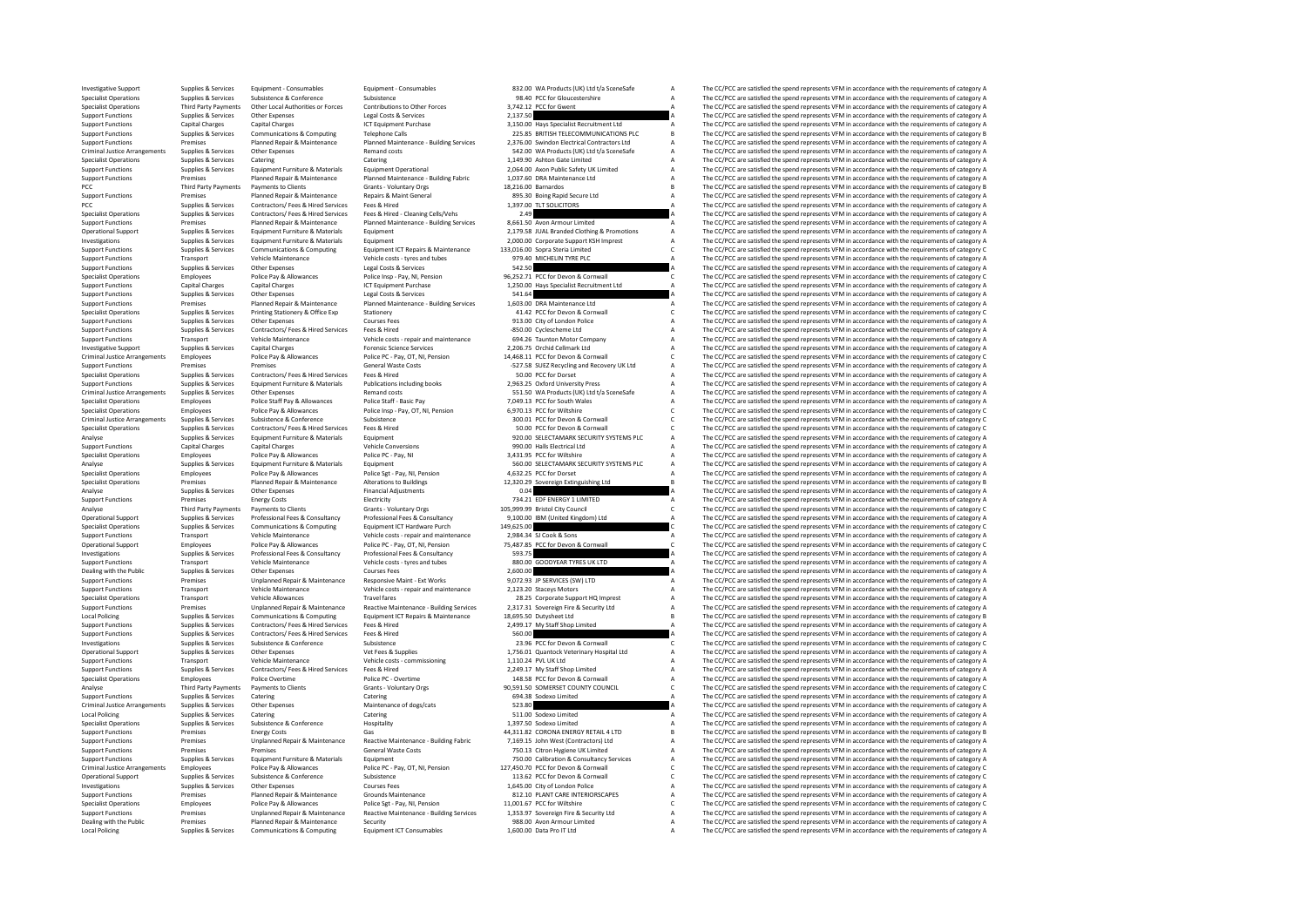| | | | | | | | |
|---|---|---|---|---|---|---|---|
| Investigative Support | Supplies & Services | Equipment - Consumables | Equipment - Consumables | 832.00 | WA Products (UK) Ltd t/a SceneSafe | A | The CC/PCC are satisfied the spend represents VFM in accordance with the requirements of category A |
| Specialist Operations | Supplies & Services | Subsistence & Conference | Subsistence | 98.40 | PCC for Gloucestershire | A | The CC/PCC are satisfied the spend represents VFM in accordance with the requirements of category A |
| Specialist Operations | Third Party Payments | Other Local Authorities or Forces | Contributions to Other Forces | 3,742.12 | PCC for Gwent | A | The CC/PCC are satisfied the spend represents VFM in accordance with the requirements of category A |
| Support Functions | Supplies & Services | Other Expenses | Legal Costs & Services | 2,137.50 | | A | The CC/PCC are satisfied the spend represents VFM in accordance with the requirements of category A |
| Support Functions | Capital Charges | Capital Charges | ICT Equipment Purchase | 3,150.00 | Hays Specialist Recruitment Ltd | A | The CC/PCC are satisfied the spend represents VFM in accordance with the requirements of category A |
| Support Functions | Supplies & Services | Communications & Computing | Telephone Calls | 225.85 | BRITISH TELECOMMUNICATIONS PLC | B | The CC/PCC are satisfied the spend represents VFM in accordance with the requirements of category B |
| Support Functions | Premises | Planned Repair & Maintenance | Planned Maintenance - Building Services | 2,376.00 | Swindon Electrical Contractors Ltd | A | The CC/PCC are satisfied the spend represents VFM in accordance with the requirements of category A |
| Criminal Justice Arrangements | Supplies & Services | Other Expenses | Remand costs | 542.00 | WA Products (UK) Ltd t/a SceneSafe | A | The CC/PCC are satisfied the spend represents VFM in accordance with the requirements of category A |
| Specialist Operations | Supplies & Services | Catering | Catering | 1,149.90 | Ashton Gate Limited | A | The CC/PCC are satisfied the spend represents VFM in accordance with the requirements of category A |
| Support Functions | Supplies & Services | Equipment Furniture & Materials | Equipment Operational | 2,064.00 | Axon Public Safety UK Limited | A | The CC/PCC are satisfied the spend represents VFM in accordance with the requirements of category A |
| Support Functions | Premises | Planned Repair & Maintenance | Planned Maintenance - Building Fabric | 1,037.60 | DRA Maintenance Ltd | A | The CC/PCC are satisfied the spend represents VFM in accordance with the requirements of category A |
| PCC | Third Party Payments | Payments to Clients | Grants - Voluntary Orgs | 18,216.00 | Barnardos | B | The CC/PCC are satisfied the spend represents VFM in accordance with the requirements of category B |
| Support Functions | Premises | Planned Repair & Maintenance | Repairs & Maint General | 895.30 | Boing Rapid Secure Ltd | A | The CC/PCC are satisfied the spend represents VFM in accordance with the requirements of category A |
| PCC | Supplies & Services | Contractors/ Fees & Hired Services | Fees & Hired | 1,397.00 | TLT SOLICITORS | A | The CC/PCC are satisfied the spend represents VFM in accordance with the requirements of category A |
| Specialist Operations | Supplies & Services | Contractors/ Fees & Hired Services | Fees & Hired - Cleaning Cells/Vehs | 2.49 | | A | The CC/PCC are satisfied the spend represents VFM in accordance with the requirements of category A |
| Support Functions | Premises | Planned Repair & Maintenance | Planned Maintenance - Building Services | 8,661.50 | Avon Armour Limited | A | The CC/PCC are satisfied the spend represents VFM in accordance with the requirements of category A |
| Operational Support | Supplies & Services | Equipment Furniture & Materials | Equipment | 2,179.58 | JUAL Branded Clothing & Promotions | A | The CC/PCC are satisfied the spend represents VFM in accordance with the requirements of category A |
| Investigations | Supplies & Services | Equipment Furniture & Materials | Equipment | 2,000.00 | Corporate Support KSH Imprest | A | The CC/PCC are satisfied the spend represents VFM in accordance with the requirements of category A |
| Support Functions | Supplies & Services | Communications & Computing | Equipment ICT Repairs & Maintenance | 133,016.00 | Sopra Steria Limited | C | The CC/PCC are satisfied the spend represents VFM in accordance with the requirements of category C |
| Support Functions | Transport | Vehicle Maintenance | Vehicle costs - tyres and tubes | 979.40 | MICHELIN TYRE PLC | A | The CC/PCC are satisfied the spend represents VFM in accordance with the requirements of category A |
| Support Functions | Supplies & Services | Other Expenses | Legal Costs & Services | 542.50 | | A | The CC/PCC are satisfied the spend represents VFM in accordance with the requirements of category A |
| Specialist Operations | Employees | Police Pay & Allowances | Police Insp - Pay, NI, Pension | 96,252.71 | PCC for Devon & Cornwall | C | The CC/PCC are satisfied the spend represents VFM in accordance with the requirements of category C |
| Support Functions | Capital Charges | Capital Charges | ICT Equipment Purchase | 1,250.00 | Hays Specialist Recruitment Ltd | A | The CC/PCC are satisfied the spend represents VFM in accordance with the requirements of category A |
| Support Functions | Supplies & Services | Other Expenses | Legal Costs & Services | 541.64 | | A | The CC/PCC are satisfied the spend represents VFM in accordance with the requirements of category A |
| Support Functions | Premises | Planned Repair & Maintenance | Planned Maintenance - Building Services | 1,603.00 | DRA Maintenance Ltd | A | The CC/PCC are satisfied the spend represents VFM in accordance with the requirements of category A |
| Specialist Operations | Supplies & Services | Printing Stationery & Office Exp | Stationery | 41.42 | PCC for Devon & Cornwall | C | The CC/PCC are satisfied the spend represents VFM in accordance with the requirements of category C |
| Support Functions | Supplies & Services | Other Expenses | Courses Fees | 913.00 | City of London Police | A | The CC/PCC are satisfied the spend represents VFM in accordance with the requirements of category A |
| Support Functions | Supplies & Services | Contractors/ Fees & Hired Services | Fees & Hired | -850.00 | Cyclescheme Ltd | A | The CC/PCC are satisfied the spend represents VFM in accordance with the requirements of category A |
| Support Functions | Transport | Vehicle Maintenance | Vehicle costs - repair and maintenance | 694.26 | Taunton Motor Company | A | The CC/PCC are satisfied the spend represents VFM in accordance with the requirements of category A |
| Investigative Support | Supplies & Services | Capital Charges | Forensic Science Services | 2,206.75 | Orchid Cellmark Ltd | A | The CC/PCC are satisfied the spend represents VFM in accordance with the requirements of category A |
| Criminal Justice Arrangements | Employees | Police Pay & Allowances | Police PC - Pay, OT, NI, Pension | 14,468.11 | PCC for Devon & Cornwall | C | The CC/PCC are satisfied the spend represents VFM in accordance with the requirements of category C |
| Support Functions | Premises | Premises | General Waste Costs | -527.58 | SUEZ Recycling and Recovery UK Ltd | A | The CC/PCC are satisfied the spend represents VFM in accordance with the requirements of category A |
| Specialist Operations | Supplies & Services | Contractors/ Fees & Hired Services | Fees & Hired | 50.00 | PCC for Dorset | A | The CC/PCC are satisfied the spend represents VFM in accordance with the requirements of category A |
| Support Functions | Supplies & Services | Equipment Furniture & Materials | Publications including books | 2,963.25 | Oxford University Press | A | The CC/PCC are satisfied the spend represents VFM in accordance with the requirements of category A |
| Criminal Justice Arrangements | Supplies & Services | Other Expenses | Remand costs | 551.50 | WA Products (UK) Ltd t/a SceneSafe | A | The CC/PCC are satisfied the spend represents VFM in accordance with the requirements of category A |
| Specialist Operations | Employees | Police Staff Pay & Allowances | Police Staff - Basic Pay | 7,049.13 | PCC for South Wales | A | The CC/PCC are satisfied the spend represents VFM in accordance with the requirements of category A |
| Specialist Operations | Employees | Police Pay & Allowances | Police Insp - Pay, OT, NI, Pension | 6,970.13 | PCC for Wiltshire | C | The CC/PCC are satisfied the spend represents VFM in accordance with the requirements of category C |
| Criminal Justice Arrangements | Supplies & Services | Subsistence & Conference | Subsistence | 300.01 | PCC for Devon & Cornwall | C | The CC/PCC are satisfied the spend represents VFM in accordance with the requirements of category C |
| Specialist Operations | Supplies & Services | Contractors/ Fees & Hired Services | Fees & Hired | 50.00 | PCC for Devon & Cornwall | C | The CC/PCC are satisfied the spend represents VFM in accordance with the requirements of category C |
| Analyse | Supplies & Services | Equipment Furniture & Materials | Equipment | 920.00 | SELECTAMARK SECURITY SYSTEMS PLC | A | The CC/PCC are satisfied the spend represents VFM in accordance with the requirements of category A |
| Support Functions | Capital Charges | Capital Charges | Vehicle Conversions | 990.00 | Halls Electrical Ltd | A | The CC/PCC are satisfied the spend represents VFM in accordance with the requirements of category A |
| Specialist Operations | Employees | Police Pay & Allowances | Police PC - Pay, NI | 3,431.95 | PCC for Wiltshire | A | The CC/PCC are satisfied the spend represents VFM in accordance with the requirements of category A |
| Analyse | Supplies & Services | Equipment Furniture & Materials | Equipment | 560.00 | SELECTAMARK SECURITY SYSTEMS PLC | A | The CC/PCC are satisfied the spend represents VFM in accordance with the requirements of category A |
| Specialist Operations | Employees | Police Pay & Allowances | Police Sgt - Pay, NI, Pension | 4,632.25 | PCC for Dorset | A | The CC/PCC are satisfied the spend represents VFM in accordance with the requirements of category A |
| Specialist Operations | Premises | Planned Repair & Maintenance | Alterations to Buildings | 12,320.29 | Sovereign Extinguishing Ltd | B | The CC/PCC are satisfied the spend represents VFM in accordance with the requirements of category B |
| Analyse | Supplies & Services | Other Expenses | Financial Adjustments | 0.04 | | A | The CC/PCC are satisfied the spend represents VFM in accordance with the requirements of category A |
| Support Functions | Premises | Energy Costs | Electricity | 734.21 | EDF ENERGY 1 LIMITED | A | The CC/PCC are satisfied the spend represents VFM in accordance with the requirements of category A |
| Analyse | Third Party Payments | Payments to Clients | Grants - Voluntary Orgs | 105,999.99 | Bristol City Council | C | The CC/PCC are satisfied the spend represents VFM in accordance with the requirements of category C |
| Operational Support | Supplies & Services | Professional Fees & Consultancy | Professional Fees & Consultancy | 9,100.00 | IBM (United Kingdom) Ltd | A | The CC/PCC are satisfied the spend represents VFM in accordance with the requirements of category A |
| Specialist Operations | Supplies & Services | Communications & Computing | Equipment ICT Hardware Purch | 149,625.00 | | C | The CC/PCC are satisfied the spend represents VFM in accordance with the requirements of category C |
| Support Functions | Transport | Vehicle Maintenance | Vehicle costs - repair and maintenance | 2,984.34 | SJ Cook & Sons | A | The CC/PCC are satisfied the spend represents VFM in accordance with the requirements of category A |
| Operational Support | Employees | Police Pay & Allowances | Police PC - Pay, OT, NI, Pension | 75,487.85 | PCC for Devon & Cornwall | C | The CC/PCC are satisfied the spend represents VFM in accordance with the requirements of category C |
| Investigations | Supplies & Services | Professional Fees & Consultancy | Professional Fees & Consultancy | 593.75 | | A | The CC/PCC are satisfied the spend represents VFM in accordance with the requirements of category A |
| Support Functions | Transport | Vehicle Maintenance | Vehicle costs - tyres and tubes | 880.00 | GOODYEAR TYRES UK LTD | A | The CC/PCC are satisfied the spend represents VFM in accordance with the requirements of category A |
| Dealing with the Public | Supplies & Services | Other Expenses | Courses Fees | 2,600.00 | | A | The CC/PCC are satisfied the spend represents VFM in accordance with the requirements of category A |
| Support Functions | Premises | Unplanned Repair & Maintenance | Responsive Maint - Ext Works | 9,072.93 | JP SERVICES (SW) LTD | A | The CC/PCC are satisfied the spend represents VFM in accordance with the requirements of category A |
| Support Functions | Transport | Vehicle Maintenance | Vehicle costs - repair and maintenance | 2,123.20 | Staceys Motors | A | The CC/PCC are satisfied the spend represents VFM in accordance with the requirements of category A |
| Specialist Operations | Transport | Vehicle Allowances | Travel fares | 28.25 | Corporate Support HQ Imprest | A | The CC/PCC are satisfied the spend represents VFM in accordance with the requirements of category A |
| Support Functions | Premises | Unplanned Repair & Maintenance | Reactive Maintenance - Building Services | 2,317.31 | Sovereign Fire & Security Ltd | A | The CC/PCC are satisfied the spend represents VFM in accordance with the requirements of category A |
| Local Policing | Supplies & Services | Communications & Computing | Equipment ICT Repairs & Maintenance | 18,695.50 | Dutysheet Ltd | B | The CC/PCC are satisfied the spend represents VFM in accordance with the requirements of category B |
| Support Functions | Supplies & Services | Contractors/ Fees & Hired Services | Fees & Hired | 2,499.17 | My Staff Shop Limited | A | The CC/PCC are satisfied the spend represents VFM in accordance with the requirements of category A |
| Support Functions | Supplies & Services | Contractors/ Fees & Hired Services | Fees & Hired | 560.00 | | A | The CC/PCC are satisfied the spend represents VFM in accordance with the requirements of category A |
| Investigations | Supplies & Services | Subsistence & Conference | Subsistence | 23.96 | PCC for Devon & Cornwall | C | The CC/PCC are satisfied the spend represents VFM in accordance with the requirements of category C |
| Operational Support | Supplies & Services | Other Expenses | Vet Fees & Supplies | 1,756.01 | Quantock Veterinary Hospital Ltd | A | The CC/PCC are satisfied the spend represents VFM in accordance with the requirements of category A |
| Support Functions | Transport | Vehicle Maintenance | Vehicle costs - commissioning | 1,110.24 | PVL UK Ltd | A | The CC/PCC are satisfied the spend represents VFM in accordance with the requirements of category A |
| Support Functions | Supplies & Services | Contractors/ Fees & Hired Services | Fees & Hired | 2,249.17 | My Staff Shop Limited | A | The CC/PCC are satisfied the spend represents VFM in accordance with the requirements of category A |
| Specialist Operations | Employees | Police Overtime | Police PC - Overtime | 148.58 | PCC for Devon & Cornwall | A | The CC/PCC are satisfied the spend represents VFM in accordance with the requirements of category A |
| Analyse | Third Party Payments | Payments to Clients | Grants - Voluntary Orgs | 90,591.50 | SOMERSET COUNTY COUNCIL | C | The CC/PCC are satisfied the spend represents VFM in accordance with the requirements of category C |
| Support Functions | Supplies & Services | Catering | Catering | 694.38 | Sodexo Limited | A | The CC/PCC are satisfied the spend represents VFM in accordance with the requirements of category A |
| Criminal Justice Arrangements | Supplies & Services | Other Expenses | Maintenance of dogs/cats | 523.80 | | A | The CC/PCC are satisfied the spend represents VFM in accordance with the requirements of category A |
| Local Policing | Supplies & Services | Catering | Catering | 511.00 | Sodexo Limited | A | The CC/PCC are satisfied the spend represents VFM in accordance with the requirements of category A |
| Specialist Operations | Supplies & Services | Subsistence & Conference | Hospitality | 1,397.50 | Sodexo Limited | A | The CC/PCC are satisfied the spend represents VFM in accordance with the requirements of category A |
| Support Functions | Premises | Energy Costs | Gas | 44,311.82 | CORONA ENERGY RETAIL 4 LTD | B | The CC/PCC are satisfied the spend represents VFM in accordance with the requirements of category B |
| Support Functions | Premises | Unplanned Repair & Maintenance | Reactive Maintenance - Building Fabric | 7,169.15 | John West (Contractors) Ltd | A | The CC/PCC are satisfied the spend represents VFM in accordance with the requirements of category A |
| Support Functions | Premises | Premises | General Waste Costs | 750.13 | Citron Hygiene UK Limited | A | The CC/PCC are satisfied the spend represents VFM in accordance with the requirements of category A |
| Support Functions | Supplies & Services | Equipment Furniture & Materials | Equipment | 750.00 | Calibration & Consultancy Services | A | The CC/PCC are satisfied the spend represents VFM in accordance with the requirements of category A |
| Criminal Justice Arrangements | Employees | Police Pay & Allowances | Police PC - Pay, OT, NI, Pension | 127,450.70 | PCC for Devon & Cornwall | C | The CC/PCC are satisfied the spend represents VFM in accordance with the requirements of category C |
| Operational Support | Supplies & Services | Subsistence & Conference | Subsistence | 113.62 | PCC for Devon & Cornwall | C | The CC/PCC are satisfied the spend represents VFM in accordance with the requirements of category C |
| Investigations | Supplies & Services | Other Expenses | Courses Fees | 1,645.00 | City of London Police | A | The CC/PCC are satisfied the spend represents VFM in accordance with the requirements of category A |
| Support Functions | Premises | Planned Repair & Maintenance | Grounds Maintenance | 812.10 | PLANT CARE INTERIORSCAPES | A | The CC/PCC are satisfied the spend represents VFM in accordance with the requirements of category A |
| Specialist Operations | Employees | Police Pay & Allowances | Police Sgt - Pay, NI, Pension | 11,001.67 | PCC for Wiltshire | C | The CC/PCC are satisfied the spend represents VFM in accordance with the requirements of category C |
| Support Functions | Premises | Unplanned Repair & Maintenance | Reactive Maintenance - Building Services | 1,353.97 | Sovereign Fire & Security Ltd | A | The CC/PCC are satisfied the spend represents VFM in accordance with the requirements of category A |
| Dealing with the Public | Premises | Planned Repair & Maintenance | Security | 988.00 | Avon Armour Limited | A | The CC/PCC are satisfied the spend represents VFM in accordance with the requirements of category A |
| Local Policing | Supplies & Services | Communications & Computing | Equipment ICT Consumables | 1,600.00 | Data Pro IT Ltd | A | The CC/PCC are satisfied the spend represents VFM in accordance with the requirements of category A |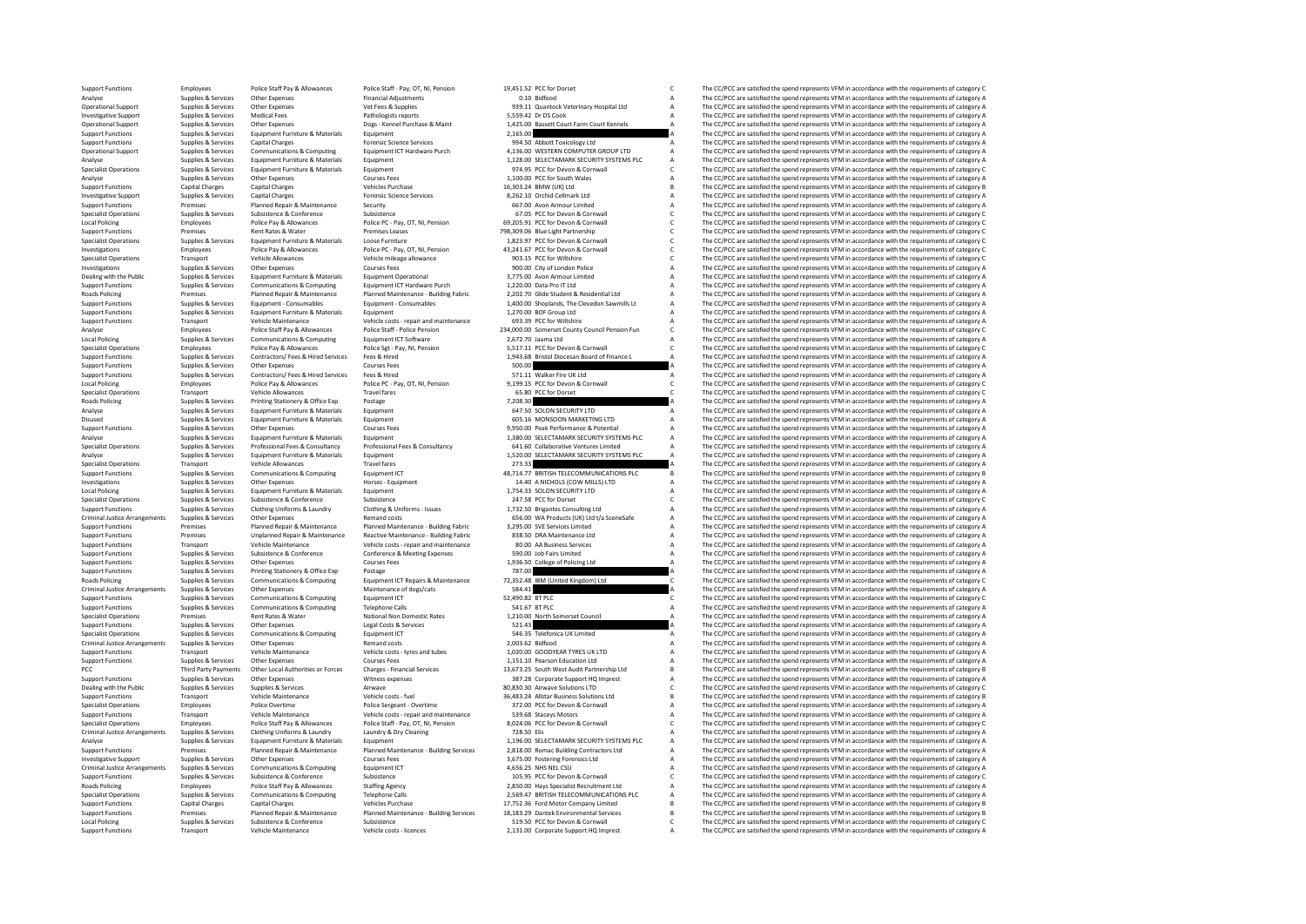| | | | | | | | |
|---|---|---|---|---|---|---|---|
| Support Functions | Employees | Police Staff Pay & Allowances | Police Staff - Pay, OT, NI, Pension | 19,451.52 | PCC for Dorset | C | The CC/PCC are satisfied the spend represents VFM in accordance with the requirements of category C |
| Analyse | Supplies & Services | Other Expenses | Financial Adjustments | 0.10 | Bidfood | A | The CC/PCC are satisfied the spend represents VFM in accordance with the requirements of category A |
| Operational Support | Supplies & Services | Other Expenses | Vet Fees & Supplies | 939.11 | Quantock Veterinary Hospital Ltd | A | The CC/PCC are satisfied the spend represents VFM in accordance with the requirements of category A |
| Investigative Support | Supplies & Services | Medical Fees | Pathologists reports | 5,559.42 | Dr DS Cook | A | The CC/PCC are satisfied the spend represents VFM in accordance with the requirements of category A |
| Operational Support | Supplies & Services | Other Expenses | Dogs - Kennel Purchase & Maint | 1,425.00 | Bassett Court Farm Court Kennels | A | The CC/PCC are satisfied the spend represents VFM in accordance with the requirements of category A |
| Support Functions | Supplies & Services | Equipment Furniture & Materials | Equipment | 2,165.00 | | A | The CC/PCC are satisfied the spend represents VFM in accordance with the requirements of category A |
| Support Functions | Supplies & Services | Capital Charges | Forensic Science Services | 994.50 | Abbott Toxicology Ltd | A | The CC/PCC are satisfied the spend represents VFM in accordance with the requirements of category A |
| Operational Support | Supplies & Services | Communications & Computing | Equipment ICT Hardware Purch | 4,136.00 | WESTERN COMPUTER GROUP LTD | A | The CC/PCC are satisfied the spend represents VFM in accordance with the requirements of category A |
| Analyse | Supplies & Services | Equipment Furniture & Materials | Equipment | 1,128.00 | SELECTAMARK SECURITY SYSTEMS PLC | A | The CC/PCC are satisfied the spend represents VFM in accordance with the requirements of category A |
| Specialist Operations | Supplies & Services | Equipment Furniture & Materials | Equipment | 974.95 | PCC for Devon & Cornwall | C | The CC/PCC are satisfied the spend represents VFM in accordance with the requirements of category C |
| Analyse | Supplies & Services | Other Expenses | Courses Fees | 1,100.00 | PCC for South Wales | A | The CC/PCC are satisfied the spend represents VFM in accordance with the requirements of category A |
| Support Functions | Capital Charges | Capital Charges | Vehicles Purchase | 16,303.24 | BMW (UK) Ltd | B | The CC/PCC are satisfied the spend represents VFM in accordance with the requirements of category B |
| Investigative Support | Supplies & Services | Capital Charges | Forensic Science Services | 8,262.10 | Orchid Cellmark Ltd | A | The CC/PCC are satisfied the spend represents VFM in accordance with the requirements of category A |
| Support Functions | Premises | Planned Repair & Maintenance | Security | 667.00 | Avon Armour Limited | A | The CC/PCC are satisfied the spend represents VFM in accordance with the requirements of category A |
| Specialist Operations | Supplies & Services | Subsistence & Conference | Subsistence | 67.05 | PCC for Devon & Cornwall | C | The CC/PCC are satisfied the spend represents VFM in accordance with the requirements of category C |
| Local Policing | Employees | Police Pay & Allowances | Police PC - Pay, OT, NI, Pension | 69,205.91 | PCC for Devon & Cornwall | C | The CC/PCC are satisfied the spend represents VFM in accordance with the requirements of category C |
| Support Functions | Premises | Rent Rates & Water | Premises Leases | 798,309.06 | Blue Light Partnership | C | The CC/PCC are satisfied the spend represents VFM in accordance with the requirements of category C |
| Specialist Operations | Supplies & Services | Equipment Furniture & Materials | Loose Furniture | 1,823.97 | PCC for Devon & Cornwall | C | The CC/PCC are satisfied the spend represents VFM in accordance with the requirements of category C |
| Investigations | Employees | Police Pay & Allowances | Police PC - Pay, OT, NI, Pension | 43,241.67 | PCC for Devon & Cornwall | C | The CC/PCC are satisfied the spend represents VFM in accordance with the requirements of category C |
| Specialist Operations | Transport | Vehicle Allowances | Vehicle mileage allowance | 903.15 | PCC for Wiltshire | C | The CC/PCC are satisfied the spend represents VFM in accordance with the requirements of category C |
| Investigations | Supplies & Services | Other Expenses | Courses Fees | 900.00 | City of London Police | A | The CC/PCC are satisfied the spend represents VFM in accordance with the requirements of category A |
| Dealing with the Public | Supplies & Services | Equipment Furniture & Materials | Equipment Operational | 3,775.00 | Avon Armour Limited | A | The CC/PCC are satisfied the spend represents VFM in accordance with the requirements of category A |
| Support Functions | Supplies & Services | Communications & Computing | Equipment ICT Hardware Purch | 1,220.00 | Data Pro IT Ltd | A | The CC/PCC are satisfied the spend represents VFM in accordance with the requirements of category A |
| Roads Policing | Premises | Planned Repair & Maintenance | Planned Maintenance - Building Fabric | 2,202.70 | Glide Student & Residential Ltd | A | The CC/PCC are satisfied the spend represents VFM in accordance with the requirements of category A |
| Support Functions | Supplies & Services | Equipment - Consumables | Equipment - Consumables | 1,400.00 | Shoplands, The Clevedon Sawmills Lt | A | The CC/PCC are satisfied the spend represents VFM in accordance with the requirements of category A |
| Support Functions | Supplies & Services | Equipment Furniture & Materials | Equipment | 1,270.00 | BOF Group Ltd | A | The CC/PCC are satisfied the spend represents VFM in accordance with the requirements of category A |
| Support Functions | Transport | Vehicle Maintenance | Vehicle costs - repair and maintenance | 693.39 | PCC for Wiltshire | A | The CC/PCC are satisfied the spend represents VFM in accordance with the requirements of category A |
| Analyse | Employees | Police Staff Pay & Allowances | Police Staff - Police Pension | 234,000.00 | Somerset County Council Pension Fun | C | The CC/PCC are satisfied the spend represents VFM in accordance with the requirements of category C |
| Local Policing | Supplies & Services | Communications & Computing | Equipment ICT Software | 2,672.70 | Jaama Ltd | A | The CC/PCC are satisfied the spend represents VFM in accordance with the requirements of category A |
| Specialist Operations | Employees | Police Pay & Allowances | Police Sgt - Pay, NI, Pension | 5,517.11 | PCC for Devon & Cornwall | C | The CC/PCC are satisfied the spend represents VFM in accordance with the requirements of category C |
| Support Functions | Supplies & Services | Contractors/ Fees & Hired Services | Fees & Hired | 1,943.68 | Bristol Diocesan Board of Finance L | A | The CC/PCC are satisfied the spend represents VFM in accordance with the requirements of category A |
| Support Functions | Supplies & Services | Other Expenses | Courses Fees | 500.00 | | A | The CC/PCC are satisfied the spend represents VFM in accordance with the requirements of category A |
| Support Functions | Supplies & Services | Contractors/ Fees & Hired Services | Fees & Hired | 571.11 | Walker Fire UK Ltd | A | The CC/PCC are satisfied the spend represents VFM in accordance with the requirements of category A |
| Local Policing | Employees | Police Pay & Allowances | Police PC - Pay, OT, NI, Pension | 9,199.15 | PCC for Devon & Cornwall | C | The CC/PCC are satisfied the spend represents VFM in accordance with the requirements of category C |
| Specialist Operations | Transport | Vehicle Allowances | Travel fares | 65.80 | PCC for Dorset | C | The CC/PCC are satisfied the spend represents VFM in accordance with the requirements of category C |
| Roads Policing | Supplies & Services | Printing Stationery & Office Exp | Postage | 7,208.30 | | A | The CC/PCC are satisfied the spend represents VFM in accordance with the requirements of category A |
| Analyse | Supplies & Services | Equipment Furniture & Materials | Equipment | 647.50 | SOLON SECURITY LTD | A | The CC/PCC are satisfied the spend represents VFM in accordance with the requirements of category A |
| Disused | Supplies & Services | Equipment Furniture & Materials | Equipment | 605.16 | MONSOON MARKETING LTD | A | The CC/PCC are satisfied the spend represents VFM in accordance with the requirements of category A |
| Support Functions | Supplies & Services | Other Expenses | Courses Fees | 9,950.00 | Peak Performance & Potential | A | The CC/PCC are satisfied the spend represents VFM in accordance with the requirements of category A |
| Analyse | Supplies & Services | Equipment Furniture & Materials | Equipment | 1,380.00 | SELECTAMARK SECURITY SYSTEMS PLC | A | The CC/PCC are satisfied the spend represents VFM in accordance with the requirements of category A |
| Specialist Operations | Supplies & Services | Professional Fees & Consultancy | Professional Fees & Consultancy | 641.60 | Collaborative Ventures Limited | A | The CC/PCC are satisfied the spend represents VFM in accordance with the requirements of category A |
| Analyse | Supplies & Services | Equipment Furniture & Materials | Equipment | 1,520.00 | SELECTAMARK SECURITY SYSTEMS PLC | A | The CC/PCC are satisfied the spend represents VFM in accordance with the requirements of category A |
| Specialist Operations | Transport | Vehicle Allowances | Travel fares | 273.33 | | A | The CC/PCC are satisfied the spend represents VFM in accordance with the requirements of category A |
| Support Functions | Supplies & Services | Communications & Computing | Equipment ICT | 48,714.77 | BRITISH TELECOMMUNICATIONS PLC | B | The CC/PCC are satisfied the spend represents VFM in accordance with the requirements of category B |
| Investigations | Supplies & Services | Other Expenses | Horses - Equipment | 14.40 | A NICHOLS (COW MILLS) LTD | A | The CC/PCC are satisfied the spend represents VFM in accordance with the requirements of category A |
| Local Policing | Supplies & Services | Equipment Furniture & Materials | Equipment | 1,754.33 | SOLON SECURITY LTD | A | The CC/PCC are satisfied the spend represents VFM in accordance with the requirements of category A |
| Specialist Operations | Supplies & Services | Subsistence & Conference | Subsistence | 247.58 | PCC for Dorset | C | The CC/PCC are satisfied the spend represents VFM in accordance with the requirements of category C |
| Support Functions | Supplies & Services | Clothing Uniforms & Laundry | Clothing & Uniforms - Issues | 1,732.50 | Brigantes Consulting Ltd | A | The CC/PCC are satisfied the spend represents VFM in accordance with the requirements of category A |
| Criminal Justice Arrangements | Supplies & Services | Other Expenses | Remand costs | 656.00 | WA Products (UK) Ltd t/a SceneSafe | A | The CC/PCC are satisfied the spend represents VFM in accordance with the requirements of category A |
| Support Functions | Premises | Planned Repair & Maintenance | Planned Maintenance - Building Fabric | 3,295.00 | SVE Services Limited | A | The CC/PCC are satisfied the spend represents VFM in accordance with the requirements of category A |
| Support Functions | Premises | Unplanned Repair & Maintenance | Reactive Maintenance - Building Fabric | 838.50 | DRA Maintenance Ltd | A | The CC/PCC are satisfied the spend represents VFM in accordance with the requirements of category A |
| Support Functions | Transport | Vehicle Maintenance | Vehicle costs - repair and maintenance | 80.00 | AA Business Services | A | The CC/PCC are satisfied the spend represents VFM in accordance with the requirements of category A |
| Support Functions | Supplies & Services | Subsistence & Conference | Conference & Meeting Expenses | 590.00 | Job Fairs Limited | A | The CC/PCC are satisfied the spend represents VFM in accordance with the requirements of category A |
| Support Functions | Supplies & Services | Other Expenses | Courses Fees | 1,936.50 | College of Policing Ltd | A | The CC/PCC are satisfied the spend represents VFM in accordance with the requirements of category A |
| Support Functions | Supplies & Services | Printing Stationery & Office Exp | Postage | 787.00 | | A | The CC/PCC are satisfied the spend represents VFM in accordance with the requirements of category A |
| Roads Policing | Supplies & Services | Communications & Computing | Equipment ICT Repairs & Maintenance | 72,352.48 | IBM (United Kingdom) Ltd | C | The CC/PCC are satisfied the spend represents VFM in accordance with the requirements of category C |
| Criminal Justice Arrangements | Supplies & Services | Other Expenses | Maintenance of dogs/cats | 584.41 | | A | The CC/PCC are satisfied the spend represents VFM in accordance with the requirements of category A |
| Support Functions | Supplies & Services | Communications & Computing | Equipment ICT | 52,490.82 | BT PLC | C | The CC/PCC are satisfied the spend represents VFM in accordance with the requirements of category C |
| Support Functions | Supplies & Services | Communications & Computing | Telephone Calls | 541.67 | BT PLC | A | The CC/PCC are satisfied the spend represents VFM in accordance with the requirements of category A |
| Specialist Operations | Premises | Rent Rates & Water | National Non Domestic Rates | 1,210.00 | North Somerset Council | A | The CC/PCC are satisfied the spend represents VFM in accordance with the requirements of category A |
| Support Functions | Supplies & Services | Other Expenses | Legal Costs & Services | 521.43 | | A | The CC/PCC are satisfied the spend represents VFM in accordance with the requirements of category A |
| Specialist Operations | Supplies & Services | Communications & Computing | Equipment ICT | 546.35 | Telefonica UK Limited | A | The CC/PCC are satisfied the spend represents VFM in accordance with the requirements of category A |
| Criminal Justice Arrangements | Supplies & Services | Other Expenses | Remand costs | 2,003.62 | Bidfood | A | The CC/PCC are satisfied the spend represents VFM in accordance with the requirements of category A |
| Support Functions | Transport | Vehicle Maintenance | Vehicle costs - tyres and tubes | 1,020.00 | GOODYEAR TYRES UK LTD | A | The CC/PCC are satisfied the spend represents VFM in accordance with the requirements of category A |
| Support Functions | Supplies & Services | Other Expenses | Courses Fees | 1,151.10 | Pearson Education Ltd | A | The CC/PCC are satisfied the spend represents VFM in accordance with the requirements of category A |
| PCC | Third Party Payments | Other Local Authorities or Forces | Charges - Financial Services | 13,673.25 | South West Audit Partnership Ltd | B | The CC/PCC are satisfied the spend represents VFM in accordance with the requirements of category B |
| Support Functions | Supplies & Services | Other Expenses | Witness expenses | 387.28 | Corporate Support HQ Imprest | A | The CC/PCC are satisfied the spend represents VFM in accordance with the requirements of category A |
| Dealing with the Public | Supplies & Services | Supplies & Services | Airwave | 80,830.30 | Airwave Solutions LTD | C | The CC/PCC are satisfied the spend represents VFM in accordance with the requirements of category C |
| Support Functions | Transport | Vehicle Maintenance | Vehicle costs - fuel | 36,483.24 | Allstar Business Solutions Ltd | B | The CC/PCC are satisfied the spend represents VFM in accordance with the requirements of category B |
| Specialist Operations | Employees | Police Overtime | Police Sergeant - Overtime | 372.00 | PCC for Devon & Cornwall | A | The CC/PCC are satisfied the spend represents VFM in accordance with the requirements of category A |
| Support Functions | Transport | Vehicle Maintenance | Vehicle costs - repair and maintenance | 539.68 | Staceys Motors | A | The CC/PCC are satisfied the spend represents VFM in accordance with the requirements of category A |
| Specialist Operations | Employees | Police Staff Pay & Allowances | Police Staff - Pay, OT, NI, Pension | 8,024.06 | PCC for Devon & Cornwall | C | The CC/PCC are satisfied the spend represents VFM in accordance with the requirements of category C |
| Criminal Justice Arrangements | Supplies & Services | Clothing Uniforms & Laundry | Laundry & Dry Cleaning | 728.50 | Elis | A | The CC/PCC are satisfied the spend represents VFM in accordance with the requirements of category A |
| Analyse | Supplies & Services | Equipment Furniture & Materials | Equipment | 1,196.00 | SELECTAMARK SECURITY SYSTEMS PLC | A | The CC/PCC are satisfied the spend represents VFM in accordance with the requirements of category A |
| Support Functions | Premises | Planned Repair & Maintenance | Planned Maintenance - Building Services | 2,818.00 | Romac Building Contractors Ltd | A | The CC/PCC are satisfied the spend represents VFM in accordance with the requirements of category A |
| Investigative Support | Supplies & Services | Other Expenses | Courses Fees | 3,675.00 | Fostering Forensics Ltd | A | The CC/PCC are satisfied the spend represents VFM in accordance with the requirements of category A |
| Criminal Justice Arrangements | Supplies & Services | Communications & Computing | Equipment ICT | 4,656.25 | NHS NEL CSU | A | The CC/PCC are satisfied the spend represents VFM in accordance with the requirements of category A |
| Support Functions | Supplies & Services | Subsistence & Conference | Subsistence | 105.95 | PCC for Devon & Cornwall | C | The CC/PCC are satisfied the spend represents VFM in accordance with the requirements of category C |
| Roads Policing | Employees | Police Staff Pay & Allowances | Staffing Agency | 2,850.00 | Hays Specialist Recruitment Ltd | A | The CC/PCC are satisfied the spend represents VFM in accordance with the requirements of category A |
| Specialist Operations | Supplies & Services | Communications & Computing | Telephone Calls | 2,569.47 | BRITISH TELECOMMUNICATIONS PLC | A | The CC/PCC are satisfied the spend represents VFM in accordance with the requirements of category A |
| Support Functions | Capital Charges | Capital Charges | Vehicles Purchase | 17,752.36 | Ford Motor Company Limited | B | The CC/PCC are satisfied the spend represents VFM in accordance with the requirements of category B |
| Support Functions | Premises | Planned Repair & Maintenance | Planned Maintenance - Building Services | 18,183.29 | Dantek Environmental Services | B | The CC/PCC are satisfied the spend represents VFM in accordance with the requirements of category B |
| Local Policing | Supplies & Services | Subsistence & Conference | Subsistence | 519.50 | PCC for Devon & Cornwall | C | The CC/PCC are satisfied the spend represents VFM in accordance with the requirements of category C |
| Support Functions | Transport | Vehicle Maintenance | Vehicle costs - licences | 2,131.00 | Corporate Support HQ Imprest | A | The CC/PCC are satisfied the spend represents VFM in accordance with the requirements of category A |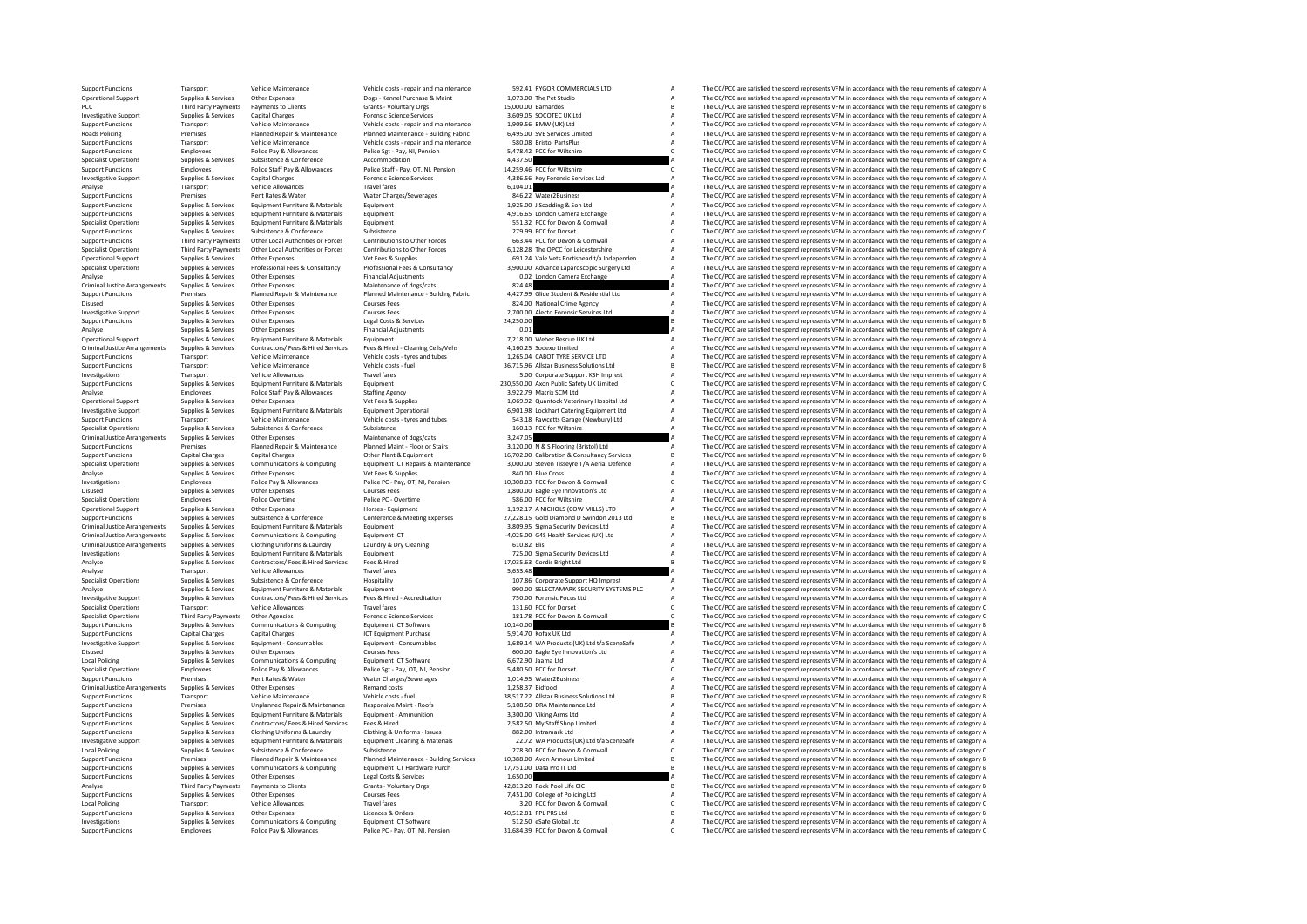| | | | | | | | |
|---|---|---|---|---|---|---|---|
| Support Functions | Transport | Vehicle Maintenance | Vehicle costs - repair and maintenance | 592.41 | RYGOR COMMERCIALS LTD | A | The CC/PCC are satisfied the spend represents VFM in accordance with the requirements of category A |
| Operational Support | Supplies & Services | Other Expenses | Dogs - Kennel Purchase & Maint | 1,073.00 | The Pet Studio | A | The CC/PCC are satisfied the spend represents VFM in accordance with the requirements of category A |
| PCC | Third Party Payments | Payments to Clients | Grants - Voluntary Orgs | 15,000.00 | Barnardos | B | The CC/PCC are satisfied the spend represents VFM in accordance with the requirements of category B |
| Investigative Support | Supplies & Services | Capital Charges | Forensic Science Services | 3,609.05 | SOCOTEC UK Ltd | A | The CC/PCC are satisfied the spend represents VFM in accordance with the requirements of category A |
| Support Functions | Transport | Vehicle Maintenance | Vehicle costs - repair and maintenance | 1,909.56 | BMW (UK) Ltd | A | The CC/PCC are satisfied the spend represents VFM in accordance with the requirements of category A |
| Roads Policing | Premises | Planned Repair & Maintenance | Planned Maintenance - Building Fabric | 6,495.00 | SVE Services Limited | A | The CC/PCC are satisfied the spend represents VFM in accordance with the requirements of category A |
| Support Functions | Transport | Vehicle Maintenance | Vehicle costs - repair and maintenance | 580.08 | Bristol PartsPlus | A | The CC/PCC are satisfied the spend represents VFM in accordance with the requirements of category A |
| Support Functions | Employees | Police Pay & Allowances | Police Sgt - Pay, OT, NI, Pension | 5,478.42 | PCC for Wiltshire | C | The CC/PCC are satisfied the spend represents VFM in accordance with the requirements of category C |
| Specialist Operations | Supplies & Services | Subsistence & Conference | Accommodation | 4,437.50 | | A | The CC/PCC are satisfied the spend represents VFM in accordance with the requirements of category A |
| Support Functions | Employees | Police Staff Pay & Allowances | Police Staff - Pay, OT, NI, Pension | 14,259.46 | PCC for Wiltshire | C | The CC/PCC are satisfied the spend represents VFM in accordance with the requirements of category C |
| Investigative Support | Supplies & Services | Capital Charges | Forensic Science Services | 4,386.56 | Key Forensic Services Ltd | A | The CC/PCC are satisfied the spend represents VFM in accordance with the requirements of category A |
| Analyse | Transport | Vehicle Allowances | Travel fares | 6,104.01 | | A | The CC/PCC are satisfied the spend represents VFM in accordance with the requirements of category A |
| Support Functions | Premises | Rent Rates & Water | Water Charges/Sewerages | 846.22 | Water2Business | A | The CC/PCC are satisfied the spend represents VFM in accordance with the requirements of category A |
| Support Functions | Supplies & Services | Equipment Furniture & Materials | Equipment | 1,925.00 | J Scadding & Son Ltd | A | The CC/PCC are satisfied the spend represents VFM in accordance with the requirements of category A |
| Support Functions | Supplies & Services | Equipment Furniture & Materials | Equipment | 4,916.65 | London Camera Exchange | A | The CC/PCC are satisfied the spend represents VFM in accordance with the requirements of category A |
| Specialist Operations | Supplies & Services | Equipment Furniture & Materials | Equipment | 551.32 | PCC for Devon & Cornwall | A | The CC/PCC are satisfied the spend represents VFM in accordance with the requirements of category A |
| Support Functions | Supplies & Services | Subsistence & Conference | Subsistence | 279.99 | PCC for Dorset | C | The CC/PCC are satisfied the spend represents VFM in accordance with the requirements of category C |
| Support Functions | Third Party Payments | Other Local Authorities or Forces | Contributions to Other Forces | 663.44 | PCC for Devon & Cornwall | A | The CC/PCC are satisfied the spend represents VFM in accordance with the requirements of category A |
| Specialist Operations | Third Party Payments | Other Local Authorities or Forces | Contributions to Other Forces | 6,128.28 | The OPCC for Leicestershire | A | The CC/PCC are satisfied the spend represents VFM in accordance with the requirements of category A |
| Operational Support | Supplies & Services | Other Expenses | Vet Fees & Supplies | 691.24 | Vale Vets Portishead t/a Independen | A | The CC/PCC are satisfied the spend represents VFM in accordance with the requirements of category A |
| Specialist Operations | Supplies & Services | Professional Fees & Consultancy | Professional Fees & Consultancy | 3,900.00 | Advance Laparoscopic Surgery Ltd | A | The CC/PCC are satisfied the spend represents VFM in accordance with the requirements of category A |
| Analyse | Supplies & Services | Other Expenses | Financial Adjustments | 0.02 | London Camera Exchange | A | The CC/PCC are satisfied the spend represents VFM in accordance with the requirements of category A |
| Criminal Justice Arrangements | Supplies & Services | Other Expenses | Maintenance of dogs/cats | 824.48 | | A | The CC/PCC are satisfied the spend represents VFM in accordance with the requirements of category A |
| Support Functions | Premises | Planned Repair & Maintenance | Planned Maintenance - Building Fabric | 4,427.99 | Glide Student & Residential Ltd | A | The CC/PCC are satisfied the spend represents VFM in accordance with the requirements of category A |
| Disused | Supplies & Services | Other Expenses | Courses Fees | 824.00 | National Crime Agency | A | The CC/PCC are satisfied the spend represents VFM in accordance with the requirements of category A |
| Investigative Support | Supplies & Services | Other Expenses | Courses Fees | 2,700.00 | Alecto Forensic Services Ltd | A | The CC/PCC are satisfied the spend represents VFM in accordance with the requirements of category A |
| Support Functions | Supplies & Services | Other Expenses | Legal Costs & Services | 24,250.00 | | B | The CC/PCC are satisfied the spend represents VFM in accordance with the requirements of category B |
| Analyse | Supplies & Services | Other Expenses | Financial Adjustments | 0.01 | | A | The CC/PCC are satisfied the spend represents VFM in accordance with the requirements of category A |
| Operational Support | Supplies & Services | Equipment Furniture & Materials | Equipment | 7,218.00 | Weber Rescue UK Ltd | A | The CC/PCC are satisfied the spend represents VFM in accordance with the requirements of category A |
| Criminal Justice Arrangements | Supplies & Services | Contractors/ Fees & Hired Services | Fees & Hired - Cleaning Cells/Vehs | 4,160.25 | Sodexo Limited | A | The CC/PCC are satisfied the spend represents VFM in accordance with the requirements of category A |
| Support Functions | Transport | Vehicle Maintenance | Vehicle costs - tyres and tubes | 1,265.04 | CABOT TYRE SERVICE LTD | A | The CC/PCC are satisfied the spend represents VFM in accordance with the requirements of category A |
| Support Functions | Transport | Vehicle Maintenance | Vehicle costs - fuel | 36,715.96 | Allstar Business Solutions Ltd | B | The CC/PCC are satisfied the spend represents VFM in accordance with the requirements of category B |
| Investigations | Transport | Vehicle Allowances | Travel fares | 5.00 | Corporate Support KSH Imprest | A | The CC/PCC are satisfied the spend represents VFM in accordance with the requirements of category A |
| Support Functions | Supplies & Services | Equipment Furniture & Materials | Equipment | 230,550.00 | Axon Public Safety UK Limited | C | The CC/PCC are satisfied the spend represents VFM in accordance with the requirements of category C |
| Analyse | Employees | Police Staff Pay & Allowances | Staffing Agency | 3,922.79 | Matrix SCM Ltd | A | The CC/PCC are satisfied the spend represents VFM in accordance with the requirements of category A |
| Operational Support | Supplies & Services | Other Expenses | Vet Fees & Supplies | 1,069.92 | Quantock Veterinary Hospital Ltd | A | The CC/PCC are satisfied the spend represents VFM in accordance with the requirements of category A |
| Investigative Support | Supplies & Services | Equipment Furniture & Materials | Equipment Operational | 6,901.98 | Lockhart Catering Equipment Ltd | A | The CC/PCC are satisfied the spend represents VFM in accordance with the requirements of category A |
| Support Functions | Transport | Vehicle Maintenance | Vehicle costs - tyres and tubes | 543.18 | Fawcetts Garage (Newbury) Ltd | A | The CC/PCC are satisfied the spend represents VFM in accordance with the requirements of category A |
| Specialist Operations | Supplies & Services | Subsistence & Conference | Subsistence | 160.13 | PCC for Wiltshire | A | The CC/PCC are satisfied the spend represents VFM in accordance with the requirements of category A |
| Criminal Justice Arrangements | Supplies & Services | Other Expenses | Maintenance of dogs/cats | 3,247.05 | | A | The CC/PCC are satisfied the spend represents VFM in accordance with the requirements of category A |
| Support Functions | Premises | Planned Repair & Maintenance | Planned Maint - Floor or Stairs | 3,120.00 | N & S Flooring (Bristol) Ltd | A | The CC/PCC are satisfied the spend represents VFM in accordance with the requirements of category A |
| Support Functions | Capital Charges | Capital Charges | Other Plant & Equipment | 16,702.00 | Calibration & Consultancy Services | B | The CC/PCC are satisfied the spend represents VFM in accordance with the requirements of category B |
| Specialist Operations | Supplies & Services | Communications & Computing | Equipment ICT Repairs & Maintenance | 3,000.00 | Steven Tisseyre T/A Aerial Defence | A | The CC/PCC are satisfied the spend represents VFM in accordance with the requirements of category A |
| Analyse | Supplies & Services | Other Expenses | Vet Fees & Supplies | 840.00 | Blue Cross | A | The CC/PCC are satisfied the spend represents VFM in accordance with the requirements of category A |
| Investigations | Employees | Police Pay & Allowances | Police PC - Pay, OT, NI, Pension | 10,308.03 | PCC for Devon & Cornwall | C | The CC/PCC are satisfied the spend represents VFM in accordance with the requirements of category C |
| Disused | Supplies & Services | Other Expenses | Courses Fees | 1,800.00 | Eagle Eye Innovation's Ltd | A | The CC/PCC are satisfied the spend represents VFM in accordance with the requirements of category A |
| Specialist Operations | Employees | Police Overtime | Police PC - Overtime | 586.00 | PCC for Wiltshire | A | The CC/PCC are satisfied the spend represents VFM in accordance with the requirements of category A |
| Operational Support | Supplies & Services | Other Expenses | Horses - Equipment | 1,192.17 | A NICHOLS (COW MILLS) LTD | A | The CC/PCC are satisfied the spend represents VFM in accordance with the requirements of category A |
| Support Functions | Supplies & Services | Subsistence & Conference | Conference & Meeting Expenses | 27,228.15 | Gold Diamond D Swindon 2013 Ltd | B | The CC/PCC are satisfied the spend represents VFM in accordance with the requirements of category B |
| Criminal Justice Arrangements | Supplies & Services | Equipment Furniture & Materials | Equipment | 3,809.95 | Sigma Security Devices Ltd | A | The CC/PCC are satisfied the spend represents VFM in accordance with the requirements of category A |
| Criminal Justice Arrangements | Supplies & Services | Communications & Computing | Equipment ICT | -4,025.00 | G4S Health Services (UK) Ltd | A | The CC/PCC are satisfied the spend represents VFM in accordance with the requirements of category A |
| Criminal Justice Arrangements | Supplies & Services | Clothing Uniforms & Laundry | Laundry & Dry Cleaning | 610.82 | Elis | A | The CC/PCC are satisfied the spend represents VFM in accordance with the requirements of category A |
| Investigations | Supplies & Services | Equipment Furniture & Materials | Equipment | 725.00 | Sigma Security Devices Ltd | A | The CC/PCC are satisfied the spend represents VFM in accordance with the requirements of category A |
| Analyse | Supplies & Services | Contractors/ Fees & Hired Services | Fees & Hired | 17,035.63 | Cordis Bright Ltd | B | The CC/PCC are satisfied the spend represents VFM in accordance with the requirements of category B |
| Analyse | Transport | Vehicle Allowances | Travel fares | 5,653.48 | | A | The CC/PCC are satisfied the spend represents VFM in accordance with the requirements of category A |
| Specialist Operations | Supplies & Services | Subsistence & Conference | Hospitality | 107.86 | Corporate Support HQ Imprest | A | The CC/PCC are satisfied the spend represents VFM in accordance with the requirements of category A |
| Analyse | Supplies & Services | Equipment Furniture & Materials | Equipment | 990.00 | SELECTAMARK SECURITY SYSTEMS PLC | A | The CC/PCC are satisfied the spend represents VFM in accordance with the requirements of category A |
| Investigative Support | Supplies & Services | Contractors/ Fees & Hired Services | Fees & Hired - Accreditation | 750.00 | Forensic Focus Ltd | A | The CC/PCC are satisfied the spend represents VFM in accordance with the requirements of category A |
| Specialist Operations | Transport | Vehicle Allowances | Travel fares | 131.60 | PCC for Dorset | C | The CC/PCC are satisfied the spend represents VFM in accordance with the requirements of category C |
| Specialist Operations | Third Party Payments | Other Agencies | Forensic Science Services | 181.78 | PCC for Devon & Cornwall | C | The CC/PCC are satisfied the spend represents VFM in accordance with the requirements of category C |
| Support Functions | Supplies & Services | Communications & Computing | Equipment ICT Software | 10,140.00 | | B | The CC/PCC are satisfied the spend represents VFM in accordance with the requirements of category B |
| Support Functions | Capital Charges | Capital Charges | ICT Equipment Purchase | 5,914.70 | Kofax UK Ltd | A | The CC/PCC are satisfied the spend represents VFM in accordance with the requirements of category A |
| Investigative Support | Supplies & Services | Equipment - Consumables | Equipment - Consumables | 1,689.14 | WA Products (UK) Ltd t/a SceneSafe | A | The CC/PCC are satisfied the spend represents VFM in accordance with the requirements of category A |
| Disused | Supplies & Services | Other Expenses | Courses Fees | 600.00 | Eagle Eye Innovation's Ltd | A | The CC/PCC are satisfied the spend represents VFM in accordance with the requirements of category A |
| Local Policing | Supplies & Services | Communications & Computing | Equipment ICT Software | 6,672.90 | Jaama Ltd | A | The CC/PCC are satisfied the spend represents VFM in accordance with the requirements of category A |
| Specialist Operations | Employees | Police Pay & Allowances | Police Sgt - Pay, OT, NI, Pension | 5,480.50 | PCC for Dorset | C | The CC/PCC are satisfied the spend represents VFM in accordance with the requirements of category C |
| Support Functions | Premises | Rent Rates & Water | Water Charges/Sewerages | 1,014.95 | Water2Business | A | The CC/PCC are satisfied the spend represents VFM in accordance with the requirements of category A |
| Criminal Justice Arrangements | Supplies & Services | Other Expenses | Remand costs | 1,258.37 | Bidfood | A | The CC/PCC are satisfied the spend represents VFM in accordance with the requirements of category A |
| Support Functions | Transport | Vehicle Maintenance | Vehicle costs - fuel | 38,517.22 | Allstar Business Solutions Ltd | B | The CC/PCC are satisfied the spend represents VFM in accordance with the requirements of category B |
| Support Functions | Premises | Unplanned Repair & Maintenance | Responsive Maint - Roofs | 5,108.50 | DRA Maintenance Ltd | A | The CC/PCC are satisfied the spend represents VFM in accordance with the requirements of category A |
| Support Functions | Supplies & Services | Equipment Furniture & Materials | Equipment - Ammunition | 3,300.00 | Viking Arms Ltd | A | The CC/PCC are satisfied the spend represents VFM in accordance with the requirements of category A |
| Support Functions | Supplies & Services | Contractors/ Fees & Hired Services | Fees & Hired | 2,582.50 | My Staff Shop Limited | A | The CC/PCC are satisfied the spend represents VFM in accordance with the requirements of category A |
| Support Functions | Supplies & Services | Clothing Uniforms & Laundry | Clothing & Uniforms - Issues | 882.00 | Intramark Ltd | A | The CC/PCC are satisfied the spend represents VFM in accordance with the requirements of category A |
| Investigative Support | Supplies & Services | Equipment Furniture & Materials | Equipment Cleaning & Materials | 22.72 | WA Products (UK) Ltd t/a SceneSafe | A | The CC/PCC are satisfied the spend represents VFM in accordance with the requirements of category A |
| Local Policing | Supplies & Services | Subsistence & Conference | Subsistence | 278.30 | PCC for Devon & Cornwall | C | The CC/PCC are satisfied the spend represents VFM in accordance with the requirements of category C |
| Support Functions | Premises | Planned Repair & Maintenance | Planned Maintenance - Building Services | 10,388.00 | Avon Armour Limited | B | The CC/PCC are satisfied the spend represents VFM in accordance with the requirements of category B |
| Support Functions | Supplies & Services | Communications & Computing | Equipment ICT Hardware Purch | 17,751.00 | Data Pro IT Ltd | B | The CC/PCC are satisfied the spend represents VFM in accordance with the requirements of category B |
| Support Functions | Supplies & Services | Other Expenses | Legal Costs & Services | 1,650.00 | | A | The CC/PCC are satisfied the spend represents VFM in accordance with the requirements of category A |
| Analyse | Third Party Payments | Payments to Clients | Grants - Voluntary Orgs | 42,813.20 | Rock Pool Life CIC | B | The CC/PCC are satisfied the spend represents VFM in accordance with the requirements of category B |
| Support Functions | Supplies & Services | Other Expenses | Courses Fees | 7,451.00 | College of Policing Ltd | A | The CC/PCC are satisfied the spend represents VFM in accordance with the requirements of category A |
| Local Policing | Transport | Vehicle Allowances | Travel fares | 3.20 | PCC for Devon & Cornwall | C | The CC/PCC are satisfied the spend represents VFM in accordance with the requirements of category C |
| Support Functions | Supplies & Services | Other Expenses | Licences & Orders | 40,512.81 | PPL PRS Ltd | B | The CC/PCC are satisfied the spend represents VFM in accordance with the requirements of category B |
| Investigations | Supplies & Services | Communications & Computing | Equipment ICT Software | 512.50 | eSafe Global Ltd | A | The CC/PCC are satisfied the spend represents VFM in accordance with the requirements of category A |
| Support Functions | Employees | Police Pay & Allowances | Police PC - Pay, OT, NI, Pension | 31,684.39 | PCC for Devon & Cornwall | C | The CC/PCC are satisfied the spend represents VFM in accordance with the requirements of category C |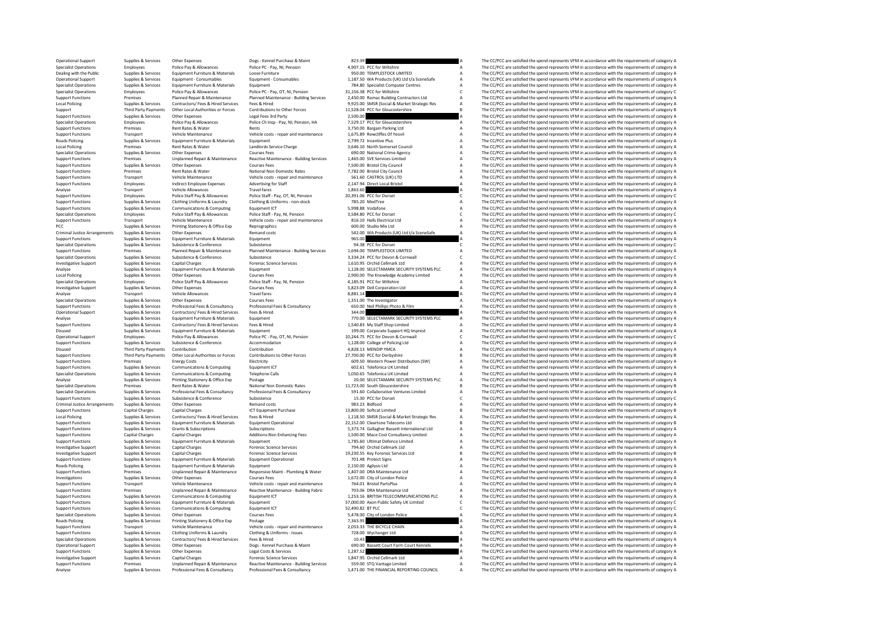| | | | | | | | |
|---|---|---|---|---|---|---|---|
| Operational Support | Supplies & Services | Other Expenses | Dogs - Kennel Purchase & Maint | 823.39 | | A | The CC/PCC are satisfied the spend represents VFM in accordance with the requirements of category A |
| Specialist Operations | Employees | Police Pay & Allowances | Police PC - Pay, NI, Pension | 4,907.15 | PCC for Wiltshire | A | The CC/PCC are satisfied the spend represents VFM in accordance with the requirements of category A |
| Dealing with the Public | Supplies & Services | Equipment Furniture & Materials | Loose Furniture | 950.00 | TEMPLESTOCK LIMITED | A | The CC/PCC are satisfied the spend represents VFM in accordance with the requirements of category A |
| Operational Support | Supplies & Services | Equipment - Consumables | Equipment - Consumables | 1,187.50 | WA Products (UK) Ltd t/a SceneSafe | A | The CC/PCC are satisfied the spend represents VFM in accordance with the requirements of category A |
| Specialist Operations | Supplies & Services | Equipment Furniture & Materials | Equipment | 784.80 | Specialist Computer Centres | A | The CC/PCC are satisfied the spend represents VFM in accordance with the requirements of category A |
| Specialist Operations | Employees | Police Pay & Allowances | Police PC - Pay, OT, NI, Pension | 31,156.38 | PCC for Wiltshire | C | The CC/PCC are satisfied the spend represents VFM in accordance with the requirements of category C |
| Support Functions | Premises | Planned Repair & Maintenance | Planned Maintenance - Building Services | 2,450.00 | Romac Building Contractors Ltd | A | The CC/PCC are satisfied the spend represents VFM in accordance with the requirements of category A |
| Local Policing | Supplies & Services | Contractors/ Fees & Hired Services | Fees & Hired | 9,925.00 | SMSR (Social & Market Strategic Res | A | The CC/PCC are satisfied the spend represents VFM in accordance with the requirements of category A |
| Support | Third Party Payments | Other Local Authorities or Forces | Contributions to Other Forces | 11,528.04 | PCC for Gloucestershire | B | The CC/PCC are satisfied the spend represents VFM in accordance with the requirements of category B |
| Support Functions | Supplies & Services | Other Expenses | Legal Fees 3rd Party | 2,500.00 | | A | The CC/PCC are satisfied the spend represents VFM in accordance with the requirements of category A |
| Specialist Operations | Employees | Police Pay & Allowances | Police Ch Insp - Pay, NI, Pension, HA | 7,529.17 | PCC for Gloucestershire | A | The CC/PCC are satisfied the spend represents VFM in accordance with the requirements of category A |
| Support Functions | Premises | Rent Rates & Water | Rents | 3,750.00 | Bargain Parking Ltd | A | The CC/PCC are satisfied the spend represents VFM in accordance with the requirements of category A |
| Support Functions | Transport | Vehicle Maintenance | Vehicle costs - repair and maintenance | 1,675.89 | Rowcliffes Of Yeovil | A | The CC/PCC are satisfied the spend represents VFM in accordance with the requirements of category A |
| Roads Policing | Supplies & Services | Equipment Furniture & Materials | Equipment | 2,799.72 | Incentive Plus | A | The CC/PCC are satisfied the spend represents VFM in accordance with the requirements of category A |
| Local Policing | Premises | Rent Rates & Water | Landlords Service Charge | 3,646.10 | North Somerset Council | A | The CC/PCC are satisfied the spend represents VFM in accordance with the requirements of category A |
| Specialist Operations | Supplies & Services | Other Expenses | Courses Fees | 690.00 | National Crime Agency | A | The CC/PCC are satisfied the spend represents VFM in accordance with the requirements of category A |
| Support Functions | Premises | Unplanned Repair & Maintenance | Reactive Maintenance - Building Services | 1,465.00 | SVE Services Limited | A | The CC/PCC are satisfied the spend represents VFM in accordance with the requirements of category A |
| Support Functions | Supplies & Services | Other Expenses | Courses Fees | 7,500.00 | Bristol City Council | A | The CC/PCC are satisfied the spend represents VFM in accordance with the requirements of category A |
| Support Functions | Premises | Rent Rates & Water | National Non Domestic Rates | 7,782.00 | Bristol City Council | A | The CC/PCC are satisfied the spend represents VFM in accordance with the requirements of category A |
| Support Functions | Transport | Vehicle Maintenance | Vehicle costs - repair and maintenance | 561.60 | CASTROL (UK) LTD | A | The CC/PCC are satisfied the spend represents VFM in accordance with the requirements of category A |
| Support Functions | Employees | Indirect Employee Expenses | Advertising for Staff | 2,147.94 | Direct Local Bristol | A | The CC/PCC are satisfied the spend represents VFM in accordance with the requirements of category A |
| Analyse | Transport | Vehicle Allowances | Travel fares | 1,863.60 | | A | The CC/PCC are satisfied the spend represents VFM in accordance with the requirements of category A |
| Support Functions | Employees | Police Staff Pay & Allowances | Police Staff - Pay, OT, NI, Pension | 20,391.06 | PCC for Dorset | C | The CC/PCC are satisfied the spend represents VFM in accordance with the requirements of category C |
| Support Functions | Supplies & Services | Clothing Uniforms & Laundry | Clothing & Uniforms - non-stock | 785.20 | MedTree | A | The CC/PCC are satisfied the spend represents VFM in accordance with the requirements of category A |
| Support Functions | Supplies & Services | Communications & Computing | Equipment ICT | 5,998.88 | Vodafone | A | The CC/PCC are satisfied the spend represents VFM in accordance with the requirements of category A |
| Specialist Operations | Employees | Police Staff Pay & Allowances | Police Staff - Pay, NI, Pension | 3,584.80 | PCC for Dorset | C | The CC/PCC are satisfied the spend represents VFM in accordance with the requirements of category C |
| Support Functions | Transport | Vehicle Maintenance | Vehicle costs - repair and maintenance | 816.10 | Halls Electrical Ltd | A | The CC/PCC are satisfied the spend represents VFM in accordance with the requirements of category A |
| PCC | Supplies & Services | Printing Stationery & Office Exp | Reprographics | 600.00 | Studio Mix Ltd | A | The CC/PCC are satisfied the spend represents VFM in accordance with the requirements of category A |
| Criminal Justice Arrangements | Supplies & Services | Other Expenses | Remand costs | 542.00 | WA Products (UK) Ltd t/a SceneSafe | A | The CC/PCC are satisfied the spend represents VFM in accordance with the requirements of category A |
| Support Functions | Supplies & Services | Equipment Furniture & Materials | Equipment | 965.00 | | A | The CC/PCC are satisfied the spend represents VFM in accordance with the requirements of category A |
| Specialist Operations | Supplies & Services | Subsistence & Conference | Subsistence | 94.38 | PCC for Dorset | C | The CC/PCC are satisfied the spend represents VFM in accordance with the requirements of category C |
| Support Functions | Premises | Planned Repair & Maintenance | Planned Maintenance - Building Services | 1,694.00 | TEMPLESTOCK LIMITED | A | The CC/PCC are satisfied the spend represents VFM in accordance with the requirements of category A |
| Specialist Operations | Supplies & Services | Subsistence & Conference | Subsistence | 3,334.24 | PCC for Devon & Cornwall | C | The CC/PCC are satisfied the spend represents VFM in accordance with the requirements of category C |
| Investigative Support | Supplies & Services | Capital Charges | Forensic Science Services | 1,610.95 | Orchid Cellmark Ltd | A | The CC/PCC are satisfied the spend represents VFM in accordance with the requirements of category A |
| Analyse | Supplies & Services | Equipment Furniture & Materials | Equipment | 1,128.00 | SELECTAMARK SECURITY SYSTEMS PLC | A | The CC/PCC are satisfied the spend represents VFM in accordance with the requirements of category A |
| Local Policing | Supplies & Services | Other Expenses | Courses Fees | 2,900.00 | The Knowledge Academy Limited | A | The CC/PCC are satisfied the spend represents VFM in accordance with the requirements of category A |
| Specialist Operations | Employees | Police Staff Pay & Allowances | Police Staff - Pay, NI, Pension | 4,185.91 | PCC for Wiltshire | A | The CC/PCC are satisfied the spend represents VFM in accordance with the requirements of category A |
| Investigative Support | Supplies & Services | Other Expenses | Courses Fees | 5,823.09 | Dell Corporation Ltd | A | The CC/PCC are satisfied the spend represents VFM in accordance with the requirements of category A |
| Analyse | Transport | Vehicle Allowances | Travel fares | 8,881.14 | | A | The CC/PCC are satisfied the spend represents VFM in accordance with the requirements of category A |
| Specialist Operations | Supplies & Services | Other Expenses | Courses Fees | 1,351.00 | The Investigator | A | The CC/PCC are satisfied the spend represents VFM in accordance with the requirements of category A |
| Support Functions | Supplies & Services | Professional Fees & Consultancy | Professional Fees & Consultancy | 650.00 | Neil Phillips Photo & Film | A | The CC/PCC are satisfied the spend represents VFM in accordance with the requirements of category A |
| Operational Support | Supplies & Services | Contractors/ Fees & Hired Services | Fees & Hired | 344.00 | | A | The CC/PCC are satisfied the spend represents VFM in accordance with the requirements of category A |
| Analyse | Supplies & Services | Equipment Furniture & Materials | Equipment | 770.00 | SELECTAMARK SECURITY SYSTEMS PLC | A | The CC/PCC are satisfied the spend represents VFM in accordance with the requirements of category A |
| Support Functions | Supplies & Services | Contractors/ Fees & Hired Services | Fees & Hired | 1,540.83 | My Staff Shop Limited | A | The CC/PCC are satisfied the spend represents VFM in accordance with the requirements of category A |
| Disused | Supplies & Services | Equipment Furniture & Materials | Equipment | 199.00 | Corporate Support HQ Imprest | A | The CC/PCC are satisfied the spend represents VFM in accordance with the requirements of category A |
| Operational Support | Employees | Police Pay & Allowances | Police PC - Pay, OT, NI, Pension | 10,244.75 | PCC for Devon & Cornwall | C | The CC/PCC are satisfied the spend represents VFM in accordance with the requirements of category C |
| Support Functions | Supplies & Services | Subsistence & Conference | Accommodation | 1,128.00 | College of Policing Ltd | A | The CC/PCC are satisfied the spend represents VFM in accordance with the requirements of category A |
| Disused | Third Party Payments | Contribution | Contribution | 4,828.13 | MENDIP YMCA | A | The CC/PCC are satisfied the spend represents VFM in accordance with the requirements of category A |
| Support Functions | Third Party Payments | Other Local Authorities or Forces | Contributions to Other Forces | 27,700.00 | PCC for Derbyshire | B | The CC/PCC are satisfied the spend represents VFM in accordance with the requirements of category B |
| Support Functions | Premises | Energy Costs | Electricity | 609.50 | Western Power Distribution (SW) | A | The CC/PCC are satisfied the spend represents VFM in accordance with the requirements of category A |
| Support Functions | Supplies & Services | Communications & Computing | Equipment ICT | 602.61 | Telefonica UK Limited | A | The CC/PCC are satisfied the spend represents VFM in accordance with the requirements of category A |
| Specialist Operations | Supplies & Services | Communications & Computing | Telephone Calls | 1,050.65 | Telefonica UK Limited | A | The CC/PCC are satisfied the spend represents VFM in accordance with the requirements of category A |
| Analyse | Supplies & Services | Printing Stationery & Office Exp | Postage | 20.00 | SELECTAMARK SECURITY SYSTEMS PLC | A | The CC/PCC are satisfied the spend represents VFM in accordance with the requirements of category A |
| Specialist Operations | Premises | Rent Rates & Water | National Non Domestic Rates | 11,723.00 | South Gloucestershire | B | The CC/PCC are satisfied the spend represents VFM in accordance with the requirements of category B |
| Specialist Operations | Supplies & Services | Professional Fees & Consultancy | Professional Fees & Consultancy | 591.60 | Collaborative Ventures Limited | A | The CC/PCC are satisfied the spend represents VFM in accordance with the requirements of category A |
| Support Functions | Supplies & Services | Subsistence & Conference | Subsistence | 15.30 | PCC for Dorset | C | The CC/PCC are satisfied the spend represents VFM in accordance with the requirements of category C |
| Criminal Justice Arrangements | Supplies & Services | Other Expenses | Remand costs | 983.23 | Bidfood | A | The CC/PCC are satisfied the spend represents VFM in accordance with the requirements of category A |
| Support Functions | Capital Charges | Capital Charges | ICT Equipment Purchase | 13,800.00 | Softcat Limited | B | The CC/PCC are satisfied the spend represents VFM in accordance with the requirements of category B |
| Local Policing | Supplies & Services | Contractors/ Fees & Hired Services | Fees & Hired | 1,118.50 | SMSR (Social & Market Strategic Res | A | The CC/PCC are satisfied the spend represents VFM in accordance with the requirements of category A |
| Support Functions | Supplies & Services | Equipment Furniture & Materials | Equipment Operational | 22,152.00 | Cleartone Telecoms Ltd | B | The CC/PCC are satisfied the spend represents VFM in accordance with the requirements of category B |
| Support Functions | Supplies & Services | Grants & Subscriptions | Subscriptions | 5,373.74 | Gallagher Bassett International Ltd | A | The CC/PCC are satisfied the spend represents VFM in accordance with the requirements of category A |
| Support Functions | Capital Charges | Capital Charges | Additions:Non Enhancing Fees | 1,500.00 | Mace Cost Consultancy Limited | A | The CC/PCC are satisfied the spend represents VFM in accordance with the requirements of category A |
| Support Functions | Supplies & Services | Equipment Furniture & Materials | Equipment | 1,785.60 | Ultimat Defence Limited | A | The CC/PCC are satisfied the spend represents VFM in accordance with the requirements of category A |
| Investigative Support | Supplies & Services | Capital Charges | Forensic Science Services | 794.60 | Orchid Cellmark Ltd | A | The CC/PCC are satisfied the spend represents VFM in accordance with the requirements of category A |
| Investigative Support | Supplies & Services | Capital Charges | Forensic Science Services | 19,230.55 | Key Forensic Services Ltd | B | The CC/PCC are satisfied the spend represents VFM in accordance with the requirements of category B |
| Support Functions | Supplies & Services | Equipment Furniture & Materials | Equipment Operational | 701.48 | Protect Signs | A | The CC/PCC are satisfied the spend represents VFM in accordance with the requirements of category A |
| Roads Policing | Supplies & Services | Equipment Furniture & Materials | Equipment | 2,150.00 | Agilysis Ltd | A | The CC/PCC are satisfied the spend represents VFM in accordance with the requirements of category A |
| Support Functions | Premises | Unplanned Repair & Maintenance | Responsive Maint - Plumbing & Water | 1,407.00 | DRA Maintenance Ltd | A | The CC/PCC are satisfied the spend represents VFM in accordance with the requirements of category A |
| Investigations | Supplies & Services | Other Expenses | Courses Fees | 1,672.00 | City of London Police | A | The CC/PCC are satisfied the spend represents VFM in accordance with the requirements of category A |
| Support Functions | Transport | Vehicle Maintenance | Vehicle costs - repair and maintenance | 764.01 | Bristol PartsPlus | A | The CC/PCC are satisfied the spend represents VFM in accordance with the requirements of category A |
| Support Functions | Premises | Unplanned Repair & Maintenance | Reactive Maintenance - Building Fabric | 703.06 | DRA Maintenance Ltd | A | The CC/PCC are satisfied the spend represents VFM in accordance with the requirements of category A |
| Support Functions | Supplies & Services | Communications & Computing | Equipment ICT | 1,253.16 | BRITISH TELECOMMUNICATIONS PLC | A | The CC/PCC are satisfied the spend represents VFM in accordance with the requirements of category A |
| Support Functions | Supplies & Services | Equipment Furniture & Materials | Equipment | 57,000.00 | Axon Public Safety UK Limited | C | The CC/PCC are satisfied the spend represents VFM in accordance with the requirements of category C |
| Support Functions | Supplies & Services | Communications & Computing | Equipment ICT | 52,490.82 | BT PLC | C | The CC/PCC are satisfied the spend represents VFM in accordance with the requirements of category C |
| Specialist Operations | Supplies & Services | Other Expenses | Courses Fees | 5,478.00 | City of London Police | A | The CC/PCC are satisfied the spend represents VFM in accordance with the requirements of category A |
| Roads Policing | Supplies & Services | Printing Stationery & Office Exp | Postage | 7,363.95 | | A | The CC/PCC are satisfied the spend represents VFM in accordance with the requirements of category A |
| Support Functions | Transport | Vehicle Maintenance | Vehicle costs - repair and maintenance | 2,053.33 | THE BICYCLE CHAIN | A | The CC/PCC are satisfied the spend represents VFM in accordance with the requirements of category A |
| Support Functions | Supplies & Services | Clothing Uniforms & Laundry | Clothing & Uniforms - Issues | 728.00 | Wychanger Ltd | A | The CC/PCC are satisfied the spend represents VFM in accordance with the requirements of category A |
| Specialist Operations | Supplies & Services | Contractors/ Fees & Hired Services | Fees & Hired | 10.43 | | A | The CC/PCC are satisfied the spend represents VFM in accordance with the requirements of category A |
| Operational Support | Supplies & Services | Other Expenses | Dogs - Kennel Purchase & Maint | 690.00 | Bassett Court Farm Court Kennels | A | The CC/PCC are satisfied the spend represents VFM in accordance with the requirements of category A |
| Support Functions | Supplies & Services | Other Expenses | Legal Costs & Services | 1,287.52 | | A | The CC/PCC are satisfied the spend represents VFM in accordance with the requirements of category A |
| Investigative Support | Supplies & Services | Capital Charges | Forensic Science Services | 1,847.95 | Orchid Cellmark Ltd | A | The CC/PCC are satisfied the spend represents VFM in accordance with the requirements of category A |
| Support Functions | Premises | Unplanned Repair & Maintenance | Reactive Maintenance - Building Services | 559.00 | STQ Vantage Limited | A | The CC/PCC are satisfied the spend represents VFM in accordance with the requirements of category A |
| Analyse | Supplies & Services | Professional Fees & Consultancy | Professional Fees & Consultancy | 1,471.00 | THE FINANCIAL REPORTING COUNCIL | A | The CC/PCC are satisfied the spend represents VFM in accordance with the requirements of category A |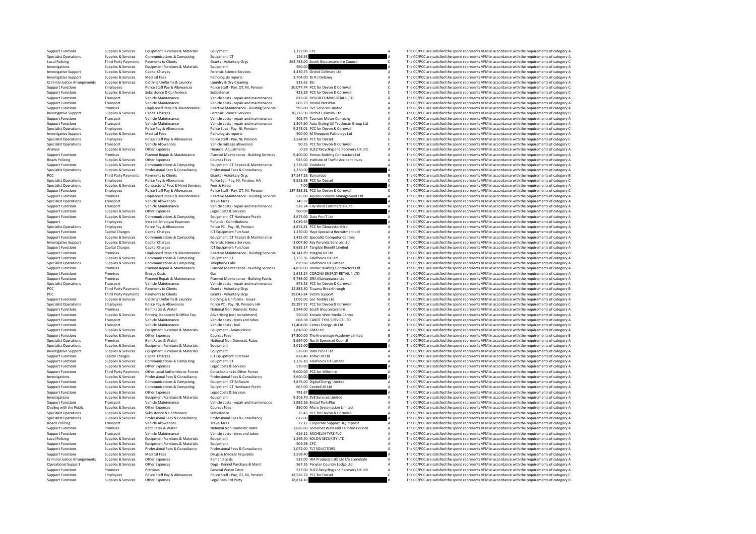| | | | | | | | |
|---|---|---|---|---|---|---|---|
| Support Functions | Supplies & Services | Equipment Furniture & Materials | Equipment | 1,122.00 | CPC | A | The CC/PCC are satisfied the spend represents VFM in accordance with the requirements of category A |
| Specialist Operations | Supplies & Services | Communications & Computing | Equipment ICT | 126.33 | | A | The CC/PCC are satisfied the spend represents VFM in accordance with the requirements of category A |
| Local Policing | Third Party Payments | Payments to Clients | Grants - Voluntary Orgs | 263,748.00 | South Gloucestershire Council | C | The CC/PCC are satisfied the spend represents VFM in accordance with the requirements of category C |
| Investigations | Supplies & Services | Equipment Furniture & Materials | Equipment | 560.00 | | A | The CC/PCC are satisfied the spend represents VFM in accordance with the requirements of category A |
| Investigative Support | Supplies & Services | Capital Charges | Forensic Science Services | 4,430.75 | Orchid Cellmark Ltd | A | The CC/PCC are satisfied the spend represents VFM in accordance with the requirements of category A |
| Investigative Support | Supplies & Services | Medical Fees | Pathologists reports | 2,704.00 | Dr R J Delaney | A | The CC/PCC are satisfied the spend represents VFM in accordance with the requirements of category A |
| Criminal Justice Arrangements | Supplies & Services | Clothing Uniforms & Laundry | Laundry & Dry Cleaning | 532.62 | Elis | A | The CC/PCC are satisfied the spend represents VFM in accordance with the requirements of category A |
| Support Functions | Employees | Police Staff Pay & Allowances | Police Staff - Pay, OT, NI, Pension | 20,077.74 | PCC for Devon & Cornwall | C | The CC/PCC are satisfied the spend represents VFM in accordance with the requirements of category C |
| Support Functions | Supplies & Services | Subsistence & Conference | Subsistence | 423.29 | PCC for Devon & Cornwall | C | The CC/PCC are satisfied the spend represents VFM in accordance with the requirements of category C |
| Support Functions | Transport | Vehicle Maintenance | Vehicle costs - repair and maintenance | 816.06 | RYGOR COMMERCIALS LTD | A | The CC/PCC are satisfied the spend represents VFM in accordance with the requirements of category A |
| Support Functions | Transport | Vehicle Maintenance | Vehicle costs - repair and maintenance | 605.73 | Bristol PartsPlus | A | The CC/PCC are satisfied the spend represents VFM in accordance with the requirements of category A |
| Support Functions | Premises | Unplanned Repair & Maintenance | Reactive Maintenance - Building Services | 995.00 | SVE Services Limited | A | The CC/PCC are satisfied the spend represents VFM in accordance with the requirements of category A |
| Investigative Support | Supplies & Services | Capital Charges | Forensic Science Services | 20,776.90 | Orchid Cellmark Ltd | B | The CC/PCC are satisfied the spend represents VFM in accordance with the requirements of category B |
| Support Functions | Transport | Vehicle Maintenance | Vehicle costs - repair and maintenance | 405.74 | Taunton Motor Company | A | The CC/PCC are satisfied the spend represents VFM in accordance with the requirements of category A |
| Support Functions | Transport | Vehicle Maintenance | Vehicle costs - repair and maintenance | 1,304.60 | Auto Styling UK Truckman Group Ltd | A | The CC/PCC are satisfied the spend represents VFM in accordance with the requirements of category A |
| Specialist Operations | Employees | Police Pay & Allowances | Police Supt - Pay, NI, Pension | 9,273.01 | PCC for Devon & Cornwall | C | The CC/PCC are satisfied the spend represents VFM in accordance with the requirements of category C |
| Investigative Support | Supplies & Services | Medical Fees | Pathologists reports | 500.00 | M Sheppard Pathology Ltd | A | The CC/PCC are satisfied the spend represents VFM in accordance with the requirements of category A |
| Specialist Operations | Employees | Police Staff Pay & Allowances | Police Staff - Pay, NI, Pension | 3,584.80 | PCC for Dorset | C | The CC/PCC are satisfied the spend represents VFM in accordance with the requirements of category C |
| Specialist Operations | Transport | Vehicle Allowances | Vehicle mileage allowance | 90.35 | PCC for Devon & Cornwall | C | The CC/PCC are satisfied the spend represents VFM in accordance with the requirements of category C |
| Analyse | Supplies & Services | Other Expenses | Financial Adjustments | -0.93 | SUEZ Recycling and Recovery UK Ltd | A | The CC/PCC are satisfied the spend represents VFM in accordance with the requirements of category A |
| Support Functions | Premises | Planned Repair & Maintenance | Planned Maintenance - Building Services | 9,400.00 | Romac Building Contractors Ltd | A | The CC/PCC are satisfied the spend represents VFM in accordance with the requirements of category A |
| Roads Policing | Supplies & Services | Other Expenses | Courses Fees | 925.00 | Institute of Traffic Accident Inves | A | The CC/PCC are satisfied the spend represents VFM in accordance with the requirements of category A |
| Support Functions | Supplies & Services | Communications & Computing | Equipment ICT Repairs & Maintenance | 1,776.00 | Vodafone | A | The CC/PCC are satisfied the spend represents VFM in accordance with the requirements of category A |
| Specialist Operations | Supplies & Services | Professional Fees & Consultancy | Professional Fees & Consultancy | 1,250.00 | | A | The CC/PCC are satisfied the spend represents VFM in accordance with the requirements of category A |
| PCC | Third Party Payments | Payments to Clients | Grants - Voluntary Orgs | 37,147.25 | Barnardos | B | The CC/PCC are satisfied the spend represents VFM in accordance with the requirements of category B |
| Specialist Operations | Employees | Police Pay & Allowances | Police Sgt - Pay, NI, Pension, HA | 5,551.98 | PCC for Dorset | C | The CC/PCC are satisfied the spend represents VFM in accordance with the requirements of category C |
| Specialist Operations | Supplies & Services | Contractors/ Fees & Hired Services | Fees & Hired | 7.00 | | A | The CC/PCC are satisfied the spend represents VFM in accordance with the requirements of category A |
| Support Functions | Employees | Police Staff Pay & Allowances | Police Staff - Pay, OT, NI, Pension | 187,453.31 | PCC for Devon & Cornwall | C | The CC/PCC are satisfied the spend represents VFM in accordance with the requirements of category C |
| Support Functions | Premises | Unplanned Repair & Maintenance | Reactive Maintenance - Building Services | 525.00 | Aquarius Waste Management Ltd | A | The CC/PCC are satisfied the spend represents VFM in accordance with the requirements of category A |
| Specialist Operations | Transport | Vehicle Allowances | Travel fares | 149.37 | | A | The CC/PCC are satisfied the spend represents VFM in accordance with the requirements of category A |
| Support Functions | Transport | Vehicle Maintenance | Vehicle costs - repair and maintenance | 526.24 | City West Commercials Ltd | A | The CC/PCC are satisfied the spend represents VFM in accordance with the requirements of category A |
| Support Functions | Supplies & Services | Other Expenses | Legal Costs & Services | 960.00 | | A | The CC/PCC are satisfied the spend represents VFM in accordance with the requirements of category A |
| Support Functions | Supplies & Services | Communications & Computing | Equipment ICT Hardware Purch | 4,675.00 | Data Pro IT Ltd | A | The CC/PCC are satisfied the spend represents VFM in accordance with the requirements of category A |
| Support | Employees | Indirect Employee Expenses | Refunds - Contributions | 3,089.65 | | A | The CC/PCC are satisfied the spend represents VFM in accordance with the requirements of category A |
| Specialist Operations | Employees | Police Pay & Allowances | Police PC - Pay, NI, Pension | 4,874.81 | PCC for Gloucestershire | A | The CC/PCC are satisfied the spend represents VFM in accordance with the requirements of category A |
| Support Functions | Capital Charges | Capital Charges | ICT Equipment Purchase | 1,250.00 | Hays Specialist Recruitment Ltd | A | The CC/PCC are satisfied the spend represents VFM in accordance with the requirements of category A |
| Support Functions | Supplies & Services | Communications & Computing | Equipment ICT Repairs & Maintenance | 1,485.00 | Specialist Computer Centres | A | The CC/PCC are satisfied the spend represents VFM in accordance with the requirements of category A |
| Investigative Support | Supplies & Services | Capital Charges | Forensic Science Services | -2,007.80 | Key Forensic Services Ltd | A | The CC/PCC are satisfied the spend represents VFM in accordance with the requirements of category A |
| Support Functions | Capital Charges | Capital Charges | ICT Equipment Purchase | 9,685.14 | Tangible Benefit Limited | A | The CC/PCC are satisfied the spend represents VFM in accordance with the requirements of category A |
| Support Functions | Premises | Unplanned Repair & Maintenance | Reactive Maintenance - Building Services | 34,141.89 | Integral UK Ltd | B | The CC/PCC are satisfied the spend represents VFM in accordance with the requirements of category B |
| Support Functions | Supplies & Services | Communications & Computing | Equipment ICT | 3,755.36 | Telefonica UK Ltd | A | The CC/PCC are satisfied the spend represents VFM in accordance with the requirements of category A |
| Specialist Operations | Supplies & Services | Communications & Computing | Telephone Calls | 839.60 | Telefonica UK Limited | A | The CC/PCC are satisfied the spend represents VFM in accordance with the requirements of category A |
| Support Functions | Premises | Planned Repair & Maintenance | Planned Maintenance - Building Services | 4,850.00 | Romac Building Contractors Ltd | A | The CC/PCC are satisfied the spend represents VFM in accordance with the requirements of category A |
| Support Functions | Premises | Energy Costs | Gas | 1,653.24 | CORONA ENERGY RETAIL 4 LTD | A | The CC/PCC are satisfied the spend represents VFM in accordance with the requirements of category A |
| Support Functions | Premises | Planned Repair & Maintenance | Planned Maintenance - Building Fabric | 9,786.00 | DRA Maintenance Ltd | A | The CC/PCC are satisfied the spend represents VFM in accordance with the requirements of category A |
| Specialist Operations | Transport | Vehicle Maintenance | Vehicle costs - repair and maintenance | 976.53 | PCC for Devon & Cornwall | A | The CC/PCC are satisfied the spend represents VFM in accordance with the requirements of category A |
| PCC | Third Party Payments | Payments to Clients | Grants - Voluntary Orgs | 12,883.50 | Trauma Breakthrough | B | The CC/PCC are satisfied the spend represents VFM in accordance with the requirements of category B |
| PCC | Third Party Payments | Payments to Clients | Grants - Voluntary Orgs | 39,045.84 | Victim Support | B | The CC/PCC are satisfied the spend represents VFM in accordance with the requirements of category B |
| Support Functions | Supplies & Services | Clothing Uniforms & Laundry | Clothing & Uniforms - Issues | 1,095.00 | Leo Textiles Ltd | A | The CC/PCC are satisfied the spend represents VFM in accordance with the requirements of category A |
| Specialist Operations | Employees | Police Pay & Allowances | Police PC - Pay, NI, Pension, HA | 29,397.72 | PCC for Devon & Cornwall | C | The CC/PCC are satisfied the spend represents VFM in accordance with the requirements of category C |
| Support Functions | Premises | Rent Rates & Water | National Non Domestic Rates | 2,944.00 | South Gloucestershire | A | The CC/PCC are satisfied the spend represents VFM in accordance with the requirements of category A |
| Support Functions | Supplies & Services | Printing Stationery & Office Exp | Advertising (not recruitment) | 550.00 | Knowle West Media Centre | A | The CC/PCC are satisfied the spend represents VFM in accordance with the requirements of category A |
| Support Functions | Transport | Vehicle Maintenance | Vehicle costs - tyres and tubes | 668.58 | CABOT TYRE SERVICE LTD | A | The CC/PCC are satisfied the spend represents VFM in accordance with the requirements of category A |
| Support Functions | Transport | Vehicle Maintenance | Vehicle costs - fuel | 11,404.00 | Certas Energy UK Ltd | B | The CC/PCC are satisfied the spend represents VFM in accordance with the requirements of category B |
| Support Functions | Supplies & Services | Equipment Furniture & Materials | Equipment - Ammunition | 1,810.00 | GMK Ltd | A | The CC/PCC are satisfied the spend represents VFM in accordance with the requirements of category A |
| Support Functions | Supplies & Services | Other Expenses | Courses Fees | 37,800.00 | The Knowledge Academy Limited | B | The CC/PCC are satisfied the spend represents VFM in accordance with the requirements of category B |
| Specialist Operations | Premises | Rent Rates & Water | National Non Domestic Rates | 5,694.00 | North Somerset Council | A | The CC/PCC are satisfied the spend represents VFM in accordance with the requirements of category A |
| Specialist Operations | Supplies & Services | Equipment Furniture & Materials | Equipment | 2,015.00 | | A | The CC/PCC are satisfied the spend represents VFM in accordance with the requirements of category A |
| Investigative Support | Supplies & Services | Equipment Furniture & Materials | Equipment | 516.00 | Data Pro IT Ltd | A | The CC/PCC are satisfied the spend represents VFM in accordance with the requirements of category A |
| Support Functions | Capital Charges | Capital Charges | ICT Equipment Purchase | 828.40 | Kofax UK Ltd | A | The CC/PCC are satisfied the spend represents VFM in accordance with the requirements of category A |
| Support Functions | Supplies & Services | Communications & Computing | Equipment ICT | 1,236.10 | Telefonica UK Limited | A | The CC/PCC are satisfied the spend represents VFM in accordance with the requirements of category A |
| Support Functions | Supplies & Services | Other Expenses | Legal Costs & Services | 520.00 | | A | The CC/PCC are satisfied the spend represents VFM in accordance with the requirements of category A |
| Support Functions | Third Party Payments | Other Local Authorities or Forces | Contributions to Other Forces | 9,600.00 | PCC for Wiltshire | A | The CC/PCC are satisfied the spend represents VFM in accordance with the requirements of category A |
| Investigations | Supplies & Services | Professional Fees & Consultancy | Professional Fees & Consultancy | 3,600.00 | | A | The CC/PCC are satisfied the spend represents VFM in accordance with the requirements of category A |
| Support Functions | Supplies & Services | Communications & Computing | Equipment ICT Software | 3,876.00 | Digital Energy Limited | A | The CC/PCC are satisfied the spend represents VFM in accordance with the requirements of category A |
| Support Functions | Supplies & Services | Communications & Computing | Equipment ICT Hardware Purch | 667.00 | Centiel UK Ltd | A | The CC/PCC are satisfied the spend represents VFM in accordance with the requirements of category A |
| Support Functions | Supplies & Services | Other Expenses | Legal Costs & Services | 791.67 | | A | The CC/PCC are satisfied the spend represents VFM in accordance with the requirements of category A |
| Investigations | Supplies & Services | Equipment Furniture & Materials | Equipment | 9,203.70 | SVE Services Limited | A | The CC/PCC are satisfied the spend represents VFM in accordance with the requirements of category A |
| Support Functions | Transport | Vehicle Maintenance | Vehicle costs - repair and maintenance | -1,982.26 | Bristol PartsPlus | A | The CC/PCC are satisfied the spend represents VFM in accordance with the requirements of category A |
| Dealing with the Public | Supplies & Services | Other Expenses | Courses Fees | 850.00 | Micro Systemation Limited | A | The CC/PCC are satisfied the spend represents VFM in accordance with the requirements of category A |
| Specialist Operations | Supplies & Services | Subsistence & Conference | Subsistence | 25.45 | PCC for Devon & Cornwall | A | The CC/PCC are satisfied the spend represents VFM in accordance with the requirements of category A |
| Specialist Operations | Supplies & Services | Professional Fees & Consultancy | Professional Fees & Consultancy | 612.00 | | A | The CC/PCC are satisfied the spend represents VFM in accordance with the requirements of category A |
| Roads Policing | Transport | Vehicle Allowances | Travel fares | 22.17 | Corporate Support HQ Imprest | A | The CC/PCC are satisfied the spend represents VFM in accordance with the requirements of category A |
| Support Functions | Premises | Rent Rates & Water | National Non Domestic Rates | 3,686.00 | Somerset West and Taunton Council | A | The CC/PCC are satisfied the spend represents VFM in accordance with the requirements of category A |
| Support Functions | Transport | Vehicle Maintenance | Vehicle costs - tyres and tubes | 616.12 | MICHELIN TYRE PLC | A | The CC/PCC are satisfied the spend represents VFM in accordance with the requirements of category A |
| Local Policing | Supplies & Services | Equipment Furniture & Materials | Equipment | 1,269.40 | SOLON SECURITY LTD | A | The CC/PCC are satisfied the spend represents VFM in accordance with the requirements of category A |
| Support Functions | Supplies & Services | Equipment Furniture & Materials | Equipment | 503.98 | CPC | A | The CC/PCC are satisfied the spend represents VFM in accordance with the requirements of category A |
| Support Functions | Supplies & Services | Professional Fees & Consultancy | Professional Fees & Consultancy | 1,072.00 | TLT SOLICITORS | A | The CC/PCC are satisfied the spend represents VFM in accordance with the requirements of category A |
| Support Functions | Supplies & Services | Medical Fees | Drugs & Medical Requisites | 2,598.40 | | A | The CC/PCC are satisfied the spend represents VFM in accordance with the requirements of category A |
| Criminal Justice Arrangements | Supplies & Services | Other Expenses | Remand costs | 535.00 | WA Products (UK) Ltd t/a SceneSafe | A | The CC/PCC are satisfied the spend represents VFM in accordance with the requirements of category A |
| Operational Support | Supplies & Services | Other Expenses | Dogs - Kennel Purchase & Maint | 567.35 | Penylan Country Lodge Ltd | A | The CC/PCC are satisfied the spend represents VFM in accordance with the requirements of category A |
| Support Functions | Premises | Premises | General Waste Costs | 527.00 | SUEZ Recycling and Recovery UK Ltd | A | The CC/PCC are satisfied the spend represents VFM in accordance with the requirements of category A |
| Support Functions | Employees | Police Staff Pay & Allowances | Police Staff - Pay, OT, NI, Pension | 18,526.72 | PCC for Dorset | C | The CC/PCC are satisfied the spend represents VFM in accordance with the requirements of category C |
| Support Functions | Supplies & Services | Other Expenses | Legal Fees 3rd Party | 18,874.10 | | B | The CC/PCC are satisfied the spend represents VFM in accordance with the requirements of category B |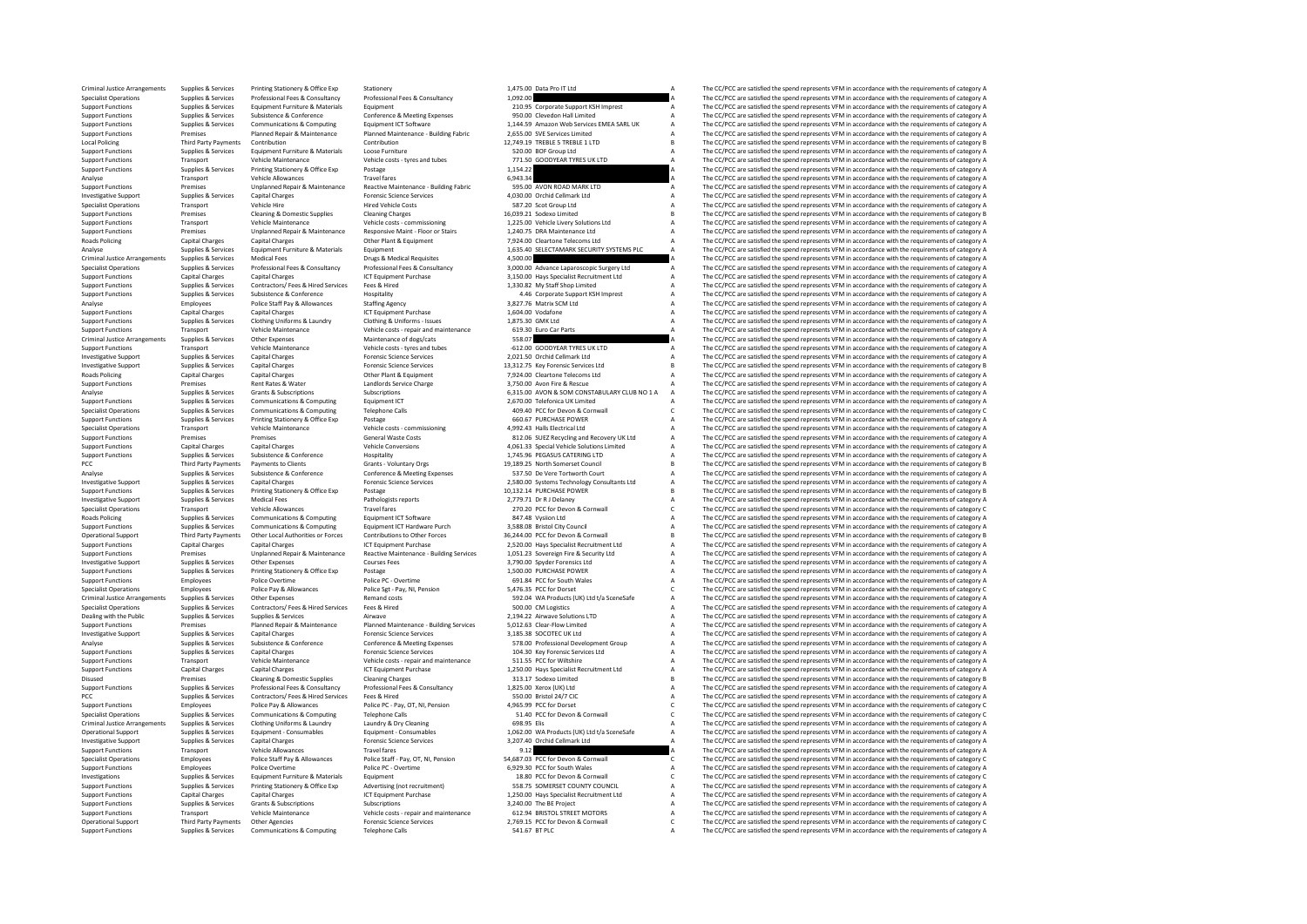| | | | | | | | |
|---|---|---|---|---|---|---|---|
| Criminal Justice Arrangements | Supplies & Services | Printing Stationery & Office Exp | Stationery | 1,475.00 | Data Pro IT Ltd | A | The CC/PCC are satisfied the spend represents VFM in accordance with the requirements of category A |
| Specialist Operations | Supplies & Services | Professional Fees & Consultancy | Professional Fees & Consultancy | 1,092.00 | | A | The CC/PCC are satisfied the spend represents VFM in accordance with the requirements of category A |
| Support Functions | Supplies & Services | Equipment Furniture & Materials | Equipment | 210.95 | Corporate Support KSH Imprest | A | The CC/PCC are satisfied the spend represents VFM in accordance with the requirements of category A |
| Support Functions | Supplies & Services | Subsistence & Conference | Conference & Meeting Expenses | 950.00 | Clevedon Hall Limited | A | The CC/PCC are satisfied the spend represents VFM in accordance with the requirements of category A |
| Support Functions | Supplies & Services | Communications & Computing | Equipment ICT Software | 1,144.59 | Amazon Web Services EMEA SARL UK | A | The CC/PCC are satisfied the spend represents VFM in accordance with the requirements of category A |
| Support Functions | Premises | Planned Repair & Maintenance | Planned Maintenance - Building Fabric | 2,655.00 | SVE Services Limited | A | The CC/PCC are satisfied the spend represents VFM in accordance with the requirements of category A |
| Local Policing | Third Party Payments | Contribution | Contribution | 12,749.19 | TREBLE 5 TREBLE 1 LTD | B | The CC/PCC are satisfied the spend represents VFM in accordance with the requirements of category B |
| Support Functions | Supplies & Services | Equipment Furniture & Materials | Loose Furniture | 520.00 | BOF Group Ltd | A | The CC/PCC are satisfied the spend represents VFM in accordance with the requirements of category A |
| Support Functions | Transport | Vehicle Maintenance | Vehicle costs - tyres and tubes | 771.50 | GOODYEAR TYRES UK LTD | A | The CC/PCC are satisfied the spend represents VFM in accordance with the requirements of category A |
| Support Functions | Supplies & Services | Printing Stationery & Office Exp | Postage | 1,154.22 | | A | The CC/PCC are satisfied the spend represents VFM in accordance with the requirements of category A |
| Analyse | Transport | Vehicle Allowances | Travel fares | 6,943.34 | | A | The CC/PCC are satisfied the spend represents VFM in accordance with the requirements of category A |
| Support Functions | Premises | Unplanned Repair & Maintenance | Reactive Maintenance - Building Fabric | 595.00 | AVON ROAD MARK LTD | A | The CC/PCC are satisfied the spend represents VFM in accordance with the requirements of category A |
| Investigative Support | Supplies & Services | Capital Charges | Forensic Science Services | 4,030.00 | Orchid Cellmark Ltd | A | The CC/PCC are satisfied the spend represents VFM in accordance with the requirements of category A |
| Specialist Operations | Transport | Vehicle Hire | Hired Vehicle Costs | 587.20 | Scot Group Ltd | A | The CC/PCC are satisfied the spend represents VFM in accordance with the requirements of category A |
| Support Functions | Premises | Cleaning & Domestic Supplies | Cleaning Charges | 16,039.21 | Sodexo Limited | B | The CC/PCC are satisfied the spend represents VFM in accordance with the requirements of category B |
| Support Functions | Transport | Vehicle Maintenance | Vehicle costs - commissioning | 1,225.00 | Vehicle Livery Solutions Ltd | A | The CC/PCC are satisfied the spend represents VFM in accordance with the requirements of category A |
| Support Functions | Premises | Unplanned Repair & Maintenance | Responsive Maint - Floor or Stairs | 1,240.75 | DRA Maintenance Ltd | A | The CC/PCC are satisfied the spend represents VFM in accordance with the requirements of category A |
| Roads Policing | Capital Charges | Capital Charges | Other Plant & Equipment | 7,924.00 | Cleartone Telecoms Ltd | A | The CC/PCC are satisfied the spend represents VFM in accordance with the requirements of category A |
| Analyse | Supplies & Services | Equipment Furniture & Materials | Equipment | 1,635.40 | SELECTAMARK SECURITY SYSTEMS PLC | A | The CC/PCC are satisfied the spend represents VFM in accordance with the requirements of category A |
| Criminal Justice Arrangements | Supplies & Services | Medical Fees | Drugs & Medical Requisites | 4,500.00 | | A | The CC/PCC are satisfied the spend represents VFM in accordance with the requirements of category A |
| Specialist Operations | Supplies & Services | Professional Fees & Consultancy | Professional Fees & Consultancy | 3,000.00 | Advance Laparoscopic Surgery Ltd | A | The CC/PCC are satisfied the spend represents VFM in accordance with the requirements of category A |
| Support Functions | Capital Charges | Capital Charges | ICT Equipment Purchase | 3,150.00 | Hays Specialist Recruitment Ltd | A | The CC/PCC are satisfied the spend represents VFM in accordance with the requirements of category A |
| Support Functions | Supplies & Services | Contractors/ Fees & Hired Services | Fees & Hired | 1,330.82 | My Staff Shop Limited | A | The CC/PCC are satisfied the spend represents VFM in accordance with the requirements of category A |
| Support Functions | Supplies & Services | Subsistence & Conference | Hospitality | 4.46 | Corporate Support KSH Imprest | A | The CC/PCC are satisfied the spend represents VFM in accordance with the requirements of category A |
| Analyse | Employees | Police Staff Pay & Allowances | Staffing Agency | 3,827.76 | Matrix SCM Ltd | A | The CC/PCC are satisfied the spend represents VFM in accordance with the requirements of category A |
| Support Functions | Capital Charges | Capital Charges | ICT Equipment Purchase | 1,604.00 | Vodafone | A | The CC/PCC are satisfied the spend represents VFM in accordance with the requirements of category A |
| Support Functions | Supplies & Services | Clothing Uniforms & Laundry | Clothing & Uniforms - Issues | 1,875.30 | GMK Ltd | A | The CC/PCC are satisfied the spend represents VFM in accordance with the requirements of category A |
| Support Functions | Transport | Vehicle Maintenance | Vehicle costs - repair and maintenance | 619.30 | Euro Car Parts | A | The CC/PCC are satisfied the spend represents VFM in accordance with the requirements of category A |
| Criminal Justice Arrangements | Supplies & Services | Other Expenses | Maintenance of dogs/cats | 558.07 | | A | The CC/PCC are satisfied the spend represents VFM in accordance with the requirements of category A |
| Support Functions | Transport | Vehicle Maintenance | Vehicle costs - tyres and tubes | -612.00 | GOODYEAR TYRES UK LTD | A | The CC/PCC are satisfied the spend represents VFM in accordance with the requirements of category A |
| Investigative Support | Supplies & Services | Capital Charges | Forensic Science Services | 2,021.50 | Orchid Cellmark Ltd | A | The CC/PCC are satisfied the spend represents VFM in accordance with the requirements of category A |
| Investigative Support | Supplies & Services | Capital Charges | Forensic Science Services | 13,312.75 | Key Forensic Services Ltd | B | The CC/PCC are satisfied the spend represents VFM in accordance with the requirements of category B |
| Roads Policing | Capital Charges | Capital Charges | Other Plant & Equipment | 7,924.00 | Cleartone Telecoms Ltd | A | The CC/PCC are satisfied the spend represents VFM in accordance with the requirements of category A |
| Support Functions | Premises | Rent Rates & Water | Landlords Service Charge | 3,750.00 | Avon Fire & Rescue | A | The CC/PCC are satisfied the spend represents VFM in accordance with the requirements of category A |
| Analyse | Supplies & Services | Grants & Subscriptions | Subscriptions | 6,315.00 | AVON & SOM CONSTABULARY CLUB NO 1 A | A | The CC/PCC are satisfied the spend represents VFM in accordance with the requirements of category A |
| Support Functions | Supplies & Services | Communications & Computing | Equipment ICT | 2,670.00 | Telefonica UK Limited | A | The CC/PCC are satisfied the spend represents VFM in accordance with the requirements of category A |
| Specialist Operations | Supplies & Services | Communications & Computing | Telephone Calls | 409.40 | PCC for Devon & Cornwall | C | The CC/PCC are satisfied the spend represents VFM in accordance with the requirements of category C |
| Support Functions | Supplies & Services | Printing Stationery & Office Exp | Postage | 660.67 | PURCHASE POWER | A | The CC/PCC are satisfied the spend represents VFM in accordance with the requirements of category A |
| Specialist Operations | Transport | Vehicle Maintenance | Vehicle costs - commissioning | 4,992.43 | Halls Electrical Ltd | A | The CC/PCC are satisfied the spend represents VFM in accordance with the requirements of category A |
| Support Functions | Premises | Premises | General Waste Costs | 812.06 | SUEZ Recycling and Recovery UK Ltd | A | The CC/PCC are satisfied the spend represents VFM in accordance with the requirements of category A |
| Support Functions | Capital Charges | Capital Charges | Vehicle Conversions | 4,061.33 | Special Vehicle Solutions Limited | A | The CC/PCC are satisfied the spend represents VFM in accordance with the requirements of category A |
| Support Functions | Supplies & Services | Subsistence & Conference | Hospitality | 1,745.96 | PEGASUS CATERING LTD | A | The CC/PCC are satisfied the spend represents VFM in accordance with the requirements of category A |
| PCC | Third Party Payments | Payments to Clients | Grants - Voluntary Orgs | 19,189.25 | North Somerset Council | B | The CC/PCC are satisfied the spend represents VFM in accordance with the requirements of category B |
| Analyse | Supplies & Services | Subsistence & Conference | Conference & Meeting Expenses | 537.50 | De Vere Tortworth Court | A | The CC/PCC are satisfied the spend represents VFM in accordance with the requirements of category A |
| Investigative Support | Supplies & Services | Capital Charges | Forensic Science Services | 2,580.00 | Systems Technology Consultants Ltd | A | The CC/PCC are satisfied the spend represents VFM in accordance with the requirements of category A |
| Support Functions | Supplies & Services | Printing Stationery & Office Exp | Postage | 10,132.14 | PURCHASE POWER | B | The CC/PCC are satisfied the spend represents VFM in accordance with the requirements of category B |
| Investigative Support | Supplies & Services | Medical Fees | Pathologists reports | 2,779.71 | Dr R J Delaney | A | The CC/PCC are satisfied the spend represents VFM in accordance with the requirements of category A |
| Specialist Operations | Transport | Vehicle Allowances | Travel fares | 270.20 | PCC for Devon & Cornwall | C | The CC/PCC are satisfied the spend represents VFM in accordance with the requirements of category C |
| Roads Policing | Supplies & Services | Communications & Computing | Equipment ICT Software | 847.48 | Vysion Ltd | A | The CC/PCC are satisfied the spend represents VFM in accordance with the requirements of category A |
| Support Functions | Supplies & Services | Communications & Computing | Equipment ICT Hardware Purch | 3,588.08 | Bristol City Council | A | The CC/PCC are satisfied the spend represents VFM in accordance with the requirements of category A |
| Operational Support | Third Party Payments | Other Local Authorities or Forces | Contributions to Other Forces | 36,244.00 | PCC for Devon & Cornwall | B | The CC/PCC are satisfied the spend represents VFM in accordance with the requirements of category B |
| Support Functions | Capital Charges | Capital Charges | ICT Equipment Purchase | 2,520.00 | Hays Specialist Recruitment Ltd | A | The CC/PCC are satisfied the spend represents VFM in accordance with the requirements of category A |
| Support Functions | Premises | Unplanned Repair & Maintenance | Reactive Maintenance - Building Services | 1,051.23 | Sovereign Fire & Security Ltd | A | The CC/PCC are satisfied the spend represents VFM in accordance with the requirements of category A |
| Investigative Support | Supplies & Services | Other Expenses | Courses Fees | 3,790.00 | Spyder Forensics Ltd | A | The CC/PCC are satisfied the spend represents VFM in accordance with the requirements of category A |
| Support Functions | Supplies & Services | Printing Stationery & Office Exp | Postage | 1,500.00 | PURCHASE POWER | A | The CC/PCC are satisfied the spend represents VFM in accordance with the requirements of category A |
| Support Functions | Employees | Police Overtime | Police PC - Overtime | 691.84 | PCC for South Wales | A | The CC/PCC are satisfied the spend represents VFM in accordance with the requirements of category A |
| Specialist Operations | Employees | Police Pay & Allowances | Police Sgt - Pay, NI, Pension | 5,476.35 | PCC for Dorset | C | The CC/PCC are satisfied the spend represents VFM in accordance with the requirements of category C |
| Criminal Justice Arrangements | Supplies & Services | Other Expenses | Remand costs | 592.04 | WA Products (UK) Ltd t/a SceneSafe | A | The CC/PCC are satisfied the spend represents VFM in accordance with the requirements of category A |
| Specialist Operations | Supplies & Services | Contractors/ Fees & Hired Services | Fees & Hired | 500.00 | CM Logistics | A | The CC/PCC are satisfied the spend represents VFM in accordance with the requirements of category A |
| Dealing with the Public | Supplies & Services | Supplies & Services | Airwave | 2,194.22 | Airwave Solutions LTD | A | The CC/PCC are satisfied the spend represents VFM in accordance with the requirements of category A |
| Support Functions | Premises | Planned Repair & Maintenance | Planned Maintenance - Building Services | 5,012.63 | Clear-Flow Limited | A | The CC/PCC are satisfied the spend represents VFM in accordance with the requirements of category A |
| Investigative Support | Supplies & Services | Capital Charges | Forensic Science Services | 3,185.38 | SOCOTEC UK Ltd | A | The CC/PCC are satisfied the spend represents VFM in accordance with the requirements of category A |
| Analyse | Supplies & Services | Subsistence & Conference | Conference & Meeting Expenses | 578.00 | Professional Development Group | A | The CC/PCC are satisfied the spend represents VFM in accordance with the requirements of category A |
| Support Functions | Supplies & Services | Capital Charges | Forensic Science Services | 104.30 | Key Forensic Services Ltd | A | The CC/PCC are satisfied the spend represents VFM in accordance with the requirements of category A |
| Support Functions | Transport | Vehicle Maintenance | Vehicle costs - repair and maintenance | 511.55 | PCC for Wiltshire | A | The CC/PCC are satisfied the spend represents VFM in accordance with the requirements of category A |
| Support Functions | Capital Charges | Capital Charges | ICT Equipment Purchase | 1,250.00 | Hays Specialist Recruitment Ltd | A | The CC/PCC are satisfied the spend represents VFM in accordance with the requirements of category A |
| Disused | Premises | Cleaning & Domestic Supplies | Cleaning Charges | 313.17 | Sodexo Limited | B | The CC/PCC are satisfied the spend represents VFM in accordance with the requirements of category B |
| Support Functions | Supplies & Services | Professional Fees & Consultancy | Professional Fees & Consultancy | 1,825.00 | Xerox (UK) Ltd | A | The CC/PCC are satisfied the spend represents VFM in accordance with the requirements of category A |
| PCC | Supplies & Services | Contractors/ Fees & Hired Services | Fees & Hired | 550.00 | Bristol 24/7 CIC | A | The CC/PCC are satisfied the spend represents VFM in accordance with the requirements of category A |
| Support Functions | Employees | Police Pay & Allowances | Police PC - Pay, OT, NI, Pension | 4,965.99 | PCC for Dorset | C | The CC/PCC are satisfied the spend represents VFM in accordance with the requirements of category C |
| Specialist Operations | Supplies & Services | Communications & Computing | Telephone Calls | 51.40 | PCC for Devon & Cornwall | C | The CC/PCC are satisfied the spend represents VFM in accordance with the requirements of category C |
| Criminal Justice Arrangements | Supplies & Services | Clothing Uniforms & Laundry | Laundry & Dry Cleaning | 698.95 | Elis | A | The CC/PCC are satisfied the spend represents VFM in accordance with the requirements of category A |
| Operational Support | Supplies & Services | Equipment - Consumables | Equipment - Consumables | 1,062.00 | WA Products (UK) Ltd t/a SceneSafe | A | The CC/PCC are satisfied the spend represents VFM in accordance with the requirements of category A |
| Investigative Support | Supplies & Services | Capital Charges | Forensic Science Services | 3,207.40 | Orchid Cellmark Ltd | A | The CC/PCC are satisfied the spend represents VFM in accordance with the requirements of category A |
| Support Functions | Transport | Vehicle Allowances | Travel fares | 9.12 | | A | The CC/PCC are satisfied the spend represents VFM in accordance with the requirements of category A |
| Specialist Operations | Employees | Police Staff Pay & Allowances | Police Staff - Pay, OT, NI, Pension | 54,687.03 | PCC for Devon & Cornwall | C | The CC/PCC are satisfied the spend represents VFM in accordance with the requirements of category C |
| Support Functions | Employees | Police Overtime | Police PC - Overtime | 6,929.30 | PCC for South Wales | A | The CC/PCC are satisfied the spend represents VFM in accordance with the requirements of category A |
| Investigations | Supplies & Services | Equipment Furniture & Materials | Equipment | 18.80 | PCC for Devon & Cornwall | C | The CC/PCC are satisfied the spend represents VFM in accordance with the requirements of category C |
| Support Functions | Supplies & Services | Printing Stationery & Office Exp | Advertising (not recruitment) | 558.75 | SOMERSET COUNTY COUNCIL | A | The CC/PCC are satisfied the spend represents VFM in accordance with the requirements of category A |
| Support Functions | Capital Charges | Capital Charges | ICT Equipment Purchase | 1,250.00 | Hays Specialist Recruitment Ltd | A | The CC/PCC are satisfied the spend represents VFM in accordance with the requirements of category A |
| Support Functions | Supplies & Services | Grants & Subscriptions | Subscriptions | 3,240.00 | The BE Project | A | The CC/PCC are satisfied the spend represents VFM in accordance with the requirements of category A |
| Support Functions | Transport | Vehicle Maintenance | Vehicle costs - repair and maintenance | 612.94 | BRISTOL STREET MOTORS | A | The CC/PCC are satisfied the spend represents VFM in accordance with the requirements of category A |
| Operational Support | Third Party Payments | Other Agencies | Forensic Science Services | 2,769.15 | PCC for Devon & Cornwall | C | The CC/PCC are satisfied the spend represents VFM in accordance with the requirements of category C |
| Support Functions | Supplies & Services | Communications & Computing | Telephone Calls | 541.67 | BT PLC | A | The CC/PCC are satisfied the spend represents VFM in accordance with the requirements of category A |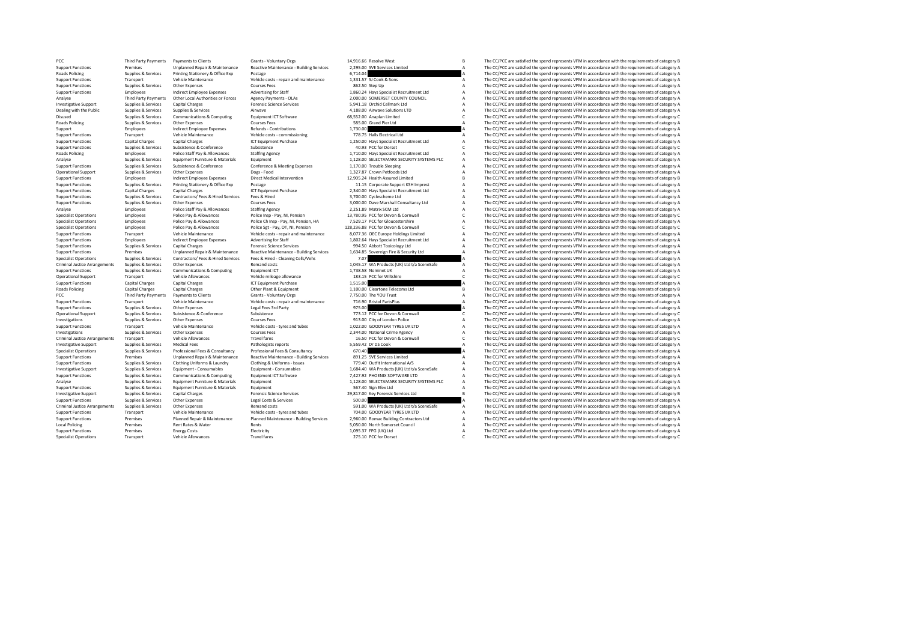| | | | | | | | |
|---|---|---|---|---|---|---|---|
| PCC | Third Party Payments | Payments to Clients | Grants - Voluntary Orgs | 14,916.66 | Resolve West | B | The CC/PCC are satisfied the spend represents VFM in accordance with the requirements of category B |
| Support Functions | Premises | Unplanned Repair & Maintenance | Reactive Maintenance - Building Services | 2,295.00 | SVE Services Limited | A | The CC/PCC are satisfied the spend represents VFM in accordance with the requirements of category A |
| Roads Policing | Supplies & Services | Printing Stationery & Office Exp | Postage | 6,714.04 | | A | The CC/PCC are satisfied the spend represents VFM in accordance with the requirements of category A |
| Support Functions | Transport | Vehicle Maintenance | Vehicle costs - repair and maintenance | 1,331.57 | SJ Cook & Sons | A | The CC/PCC are satisfied the spend represents VFM in accordance with the requirements of category A |
| Support Functions | Supplies & Services | Other Expenses | Courses Fees | 862.50 | Step Up | A | The CC/PCC are satisfied the spend represents VFM in accordance with the requirements of category A |
| Support Functions | Employees | Indirect Employee Expenses | Advertising for Staff | 1,860.24 | Hays Specialist Recruitment Ltd | A | The CC/PCC are satisfied the spend represents VFM in accordance with the requirements of category A |
| Analyse | Third Party Payments | Other Local Authorities or Forces | Agency Payments - OLAs | 2,000.00 | SOMERSET COUNTY COUNCIL | A | The CC/PCC are satisfied the spend represents VFM in accordance with the requirements of category A |
| Investigative Support | Supplies & Services | Capital Charges | Forensic Science Services | 5,941.18 | Orchid Cellmark Ltd | A | The CC/PCC are satisfied the spend represents VFM in accordance with the requirements of category A |
| Dealing with the Public | Supplies & Services | Supplies & Services | Airwave | 4,188.00 | Airwave Solutions LTD | A | The CC/PCC are satisfied the spend represents VFM in accordance with the requirements of category A |
| Disused | Supplies & Services | Communications & Computing | Equipment ICT Software | 68,552.00 | Anaplan Limited | C | The CC/PCC are satisfied the spend represents VFM in accordance with the requirements of category C |
| Roads Policing | Supplies & Services | Other Expenses | Courses Fees | 585.00 | Grand Pier Ltd | A | The CC/PCC are satisfied the spend represents VFM in accordance with the requirements of category A |
| Support | Employees | Indirect Employee Expenses | Refunds - Contributions | 1,730.00 | | A | The CC/PCC are satisfied the spend represents VFM in accordance with the requirements of category A |
| Support Functions | Transport | Vehicle Maintenance | Vehicle costs - commissioning | 778.75 | Halls Electrical Ltd | A | The CC/PCC are satisfied the spend represents VFM in accordance with the requirements of category A |
| Support Functions | Capital Charges | Capital Charges | ICT Equipment Purchase | 1,250.00 | Hays Specialist Recruitment Ltd | A | The CC/PCC are satisfied the spend represents VFM in accordance with the requirements of category A |
| Support Functions | Supplies & Services | Subsistence & Conference | Subsistence | 40.93 | PCC for Dorset | C | The CC/PCC are satisfied the spend represents VFM in accordance with the requirements of category C |
| Roads Policing | Employees | Police Staff Pay & Allowances | Staffing Agency | 1,710.00 | Hays Specialist Recruitment Ltd | A | The CC/PCC are satisfied the spend represents VFM in accordance with the requirements of category A |
| Analyse | Supplies & Services | Equipment Furniture & Materials | Equipment | 1,128.00 | SELECTAMARK SECURITY SYSTEMS PLC | A | The CC/PCC are satisfied the spend represents VFM in accordance with the requirements of category A |
| Support Functions | Supplies & Services | Subsistence & Conference | Conference & Meeting Expenses | 1,170.00 | Trouble Sleeping | A | The CC/PCC are satisfied the spend represents VFM in accordance with the requirements of category A |
| Operational Support | Supplies & Services | Other Expenses | Dogs - Food | 1,327.87 | Crown Petfoods Ltd | A | The CC/PCC are satisfied the spend represents VFM in accordance with the requirements of category A |
| Support Functions | Employees | Indirect Employee Expenses | Direct Medical Intervention | 12,905.24 | Health Assured Limited | B | The CC/PCC are satisfied the spend represents VFM in accordance with the requirements of category B |
| Support Functions | Supplies & Services | Printing Stationery & Office Exp | Postage | 11.15 | Corporate Support KSH Imprest | A | The CC/PCC are satisfied the spend represents VFM in accordance with the requirements of category A |
| Support Functions | Capital Charges | Capital Charges | ICT Equipment Purchase | 2,340.00 | Hays Specialist Recruitment Ltd | A | The CC/PCC are satisfied the spend represents VFM in accordance with the requirements of category A |
| Support Functions | Supplies & Services | Contractors/ Fees & Hired Services | Fees & Hired | 3,700.00 | Cyclescheme Ltd | A | The CC/PCC are satisfied the spend represents VFM in accordance with the requirements of category A |
| Support Functions | Supplies & Services | Other Expenses | Courses Fees | 3,000.00 | Dave Marshall Consultancy Ltd | A | The CC/PCC are satisfied the spend represents VFM in accordance with the requirements of category A |
| Analyse | Employees | Police Staff Pay & Allowances | Staffing Agency | 2,251.89 | Matrix SCM Ltd | A | The CC/PCC are satisfied the spend represents VFM in accordance with the requirements of category A |
| Specialist Operations | Employees | Police Pay & Allowances | Police Insp - Pay, NI, Pension | 13,780.95 | PCC for Devon & Cornwall | C | The CC/PCC are satisfied the spend represents VFM in accordance with the requirements of category C |
| Specialist Operations | Employees | Police Pay & Allowances | Police Ch Insp - Pay, NI, Pension, HA | 7,529.17 | PCC for Gloucestershire | A | The CC/PCC are satisfied the spend represents VFM in accordance with the requirements of category A |
| Specialist Operations | Employees | Police Pay & Allowances | Police Sgt - Pay, OT, NI, Pension | 128,236.88 | PCC for Devon & Cornwall | C | The CC/PCC are satisfied the spend represents VFM in accordance with the requirements of category C |
| Support Functions | Transport | Vehicle Maintenance | Vehicle costs - repair and maintenance | 8,077.36 | OEC Europe Holdings Limited | A | The CC/PCC are satisfied the spend represents VFM in accordance with the requirements of category A |
| Support Functions | Employees | Indirect Employee Expenses | Advertising for Staff | 1,802.64 | Hays Specialist Recruitment Ltd | A | The CC/PCC are satisfied the spend represents VFM in accordance with the requirements of category A |
| Support Functions | Supplies & Services | Capital Charges | Forensic Science Services | 994.50 | Abbott Toxicology Ltd | A | The CC/PCC are satisfied the spend represents VFM in accordance with the requirements of category A |
| Support Functions | Premises | Unplanned Repair & Maintenance | Reactive Maintenance - Building Services | 1,634.85 | Sovereign Fire & Security Ltd | A | The CC/PCC are satisfied the spend represents VFM in accordance with the requirements of category A |
| Specialist Operations | Supplies & Services | Contractors/ Fees & Hired Services | Fees & Hired - Cleaning Cells/Vehs | 7.07 | | A | The CC/PCC are satisfied the spend represents VFM in accordance with the requirements of category A |
| Criminal Justice Arrangements | Supplies & Services | Other Expenses | Remand costs | 1,045.17 | WA Products (UK) Ltd t/a SceneSafe | A | The CC/PCC are satisfied the spend represents VFM in accordance with the requirements of category A |
| Support Functions | Supplies & Services | Communications & Computing | Equipment ICT | 1,738.58 | Nominet UK | A | The CC/PCC are satisfied the spend represents VFM in accordance with the requirements of category A |
| Operational Support | Transport | Vehicle Allowances | Vehicle mileage allowance | 183.15 | PCC for Wiltshire | C | The CC/PCC are satisfied the spend represents VFM in accordance with the requirements of category C |
| Support Functions | Capital Charges | Capital Charges | ICT Equipment Purchase | 1,515.00 | | A | The CC/PCC are satisfied the spend represents VFM in accordance with the requirements of category A |
| Roads Policing | Capital Charges | Capital Charges | Other Plant & Equipment | 1,100.00 | Cleartone Telecoms Ltd | B | The CC/PCC are satisfied the spend represents VFM in accordance with the requirements of category B |
| PCC | Third Party Payments | Payments to Clients | Grants - Voluntary Orgs | 7,750.00 | The YOU Trust | A | The CC/PCC are satisfied the spend represents VFM in accordance with the requirements of category A |
| Support Functions | Transport | Vehicle Maintenance | Vehicle costs - repair and maintenance | 716.90 | Bristol PartsPlus | A | The CC/PCC are satisfied the spend represents VFM in accordance with the requirements of category A |
| Support Functions | Supplies & Services | Other Expenses | Legal Fees 3rd Party | 975.00 | | A | The CC/PCC are satisfied the spend represents VFM in accordance with the requirements of category A |
| Operational Support | Supplies & Services | Subsistence & Conference | Subsistence | 773.12 | PCC for Devon & Cornwall | C | The CC/PCC are satisfied the spend represents VFM in accordance with the requirements of category C |
| Investigations | Supplies & Services | Other Expenses | Courses Fees | 913.00 | City of London Police | A | The CC/PCC are satisfied the spend represents VFM in accordance with the requirements of category A |
| Support Functions | Transport | Vehicle Maintenance | Vehicle costs - tyres and tubes | 1,022.00 | GOODYEAR TYRES UK LTD | A | The CC/PCC are satisfied the spend represents VFM in accordance with the requirements of category A |
| Investigations | Supplies & Services | Other Expenses | Courses Fees | 2,344.00 | National Crime Agency | A | The CC/PCC are satisfied the spend represents VFM in accordance with the requirements of category A |
| Criminal Justice Arrangements | Transport | Vehicle Allowances | Travel fares | 16.50 | PCC for Devon & Cornwall | C | The CC/PCC are satisfied the spend represents VFM in accordance with the requirements of category C |
| Investigative Support | Supplies & Services | Medical Fees | Pathologists reports | 5,559.42 | Dr DS Cook | A | The CC/PCC are satisfied the spend represents VFM in accordance with the requirements of category A |
| Specialist Operations | Supplies & Services | Professional Fees & Consultancy | Professional Fees & Consultancy | 670.40 | | A | The CC/PCC are satisfied the spend represents VFM in accordance with the requirements of category A |
| Support Functions | Premises | Unplanned Repair & Maintenance | Reactive Maintenance - Building Services | 891.25 | SVE Services Limited | A | The CC/PCC are satisfied the spend represents VFM in accordance with the requirements of category A |
| Support Functions | Supplies & Services | Clothing Uniforms & Laundry | Clothing & Uniforms - Issues | 779.40 | Outfit International A/S | A | The CC/PCC are satisfied the spend represents VFM in accordance with the requirements of category A |
| Investigative Support | Supplies & Services | Equipment - Consumables | Equipment - Consumables | 1,684.40 | WA Products (UK) Ltd t/a SceneSafe | A | The CC/PCC are satisfied the spend represents VFM in accordance with the requirements of category A |
| Support Functions | Supplies & Services | Communications & Computing | Equipment ICT Software | 7,427.92 | PHOENIX SOFTWARE LTD | A | The CC/PCC are satisfied the spend represents VFM in accordance with the requirements of category A |
| Analyse | Supplies & Services | Equipment Furniture & Materials | Equipment | 1,128.00 | SELECTAMARK SECURITY SYSTEMS PLC | A | The CC/PCC are satisfied the spend represents VFM in accordance with the requirements of category A |
| Support Functions | Supplies & Services | Equipment Furniture & Materials | Equipment | 567.40 | Sign Efex Ltd | A | The CC/PCC are satisfied the spend represents VFM in accordance with the requirements of category A |
| Investigative Support | Supplies & Services | Capital Charges | Forensic Science Services | 29,817.00 | Key Forensic Services Ltd | B | The CC/PCC are satisfied the spend represents VFM in accordance with the requirements of category B |
| Support Functions | Supplies & Services | Other Expenses | Legal Costs & Services | 500.00 | | A | The CC/PCC are satisfied the spend represents VFM in accordance with the requirements of category A |
| Criminal Justice Arrangements | Supplies & Services | Other Expenses | Remand costs | 591.00 | WA Products (UK) Ltd t/a SceneSafe | A | The CC/PCC are satisfied the spend represents VFM in accordance with the requirements of category A |
| Support Functions | Transport | Vehicle Maintenance | Vehicle costs - tyres and tubes | 704.00 | GOODYEAR TYRES UK LTD | A | The CC/PCC are satisfied the spend represents VFM in accordance with the requirements of category A |
| Support Functions | Premises | Planned Repair & Maintenance | Planned Maintenance - Building Services | 2,960.00 | Romac Building Contractors Ltd | A | The CC/PCC are satisfied the spend represents VFM in accordance with the requirements of category A |
| Local Policing | Premises | Rent Rates & Water | Rents | 5,050.00 | North Somerset Council | A | The CC/PCC are satisfied the spend represents VFM in accordance with the requirements of category A |
| Support Functions | Premises | Energy Costs | Electricity | 1,095.37 | FPG (UK) Ltd | A | The CC/PCC are satisfied the spend represents VFM in accordance with the requirements of category A |
| Specialist Operations | Transport | Vehicle Allowances | Travel fares | 275.10 | PCC for Dorset | C | The CC/PCC are satisfied the spend represents VFM in accordance with the requirements of category C |